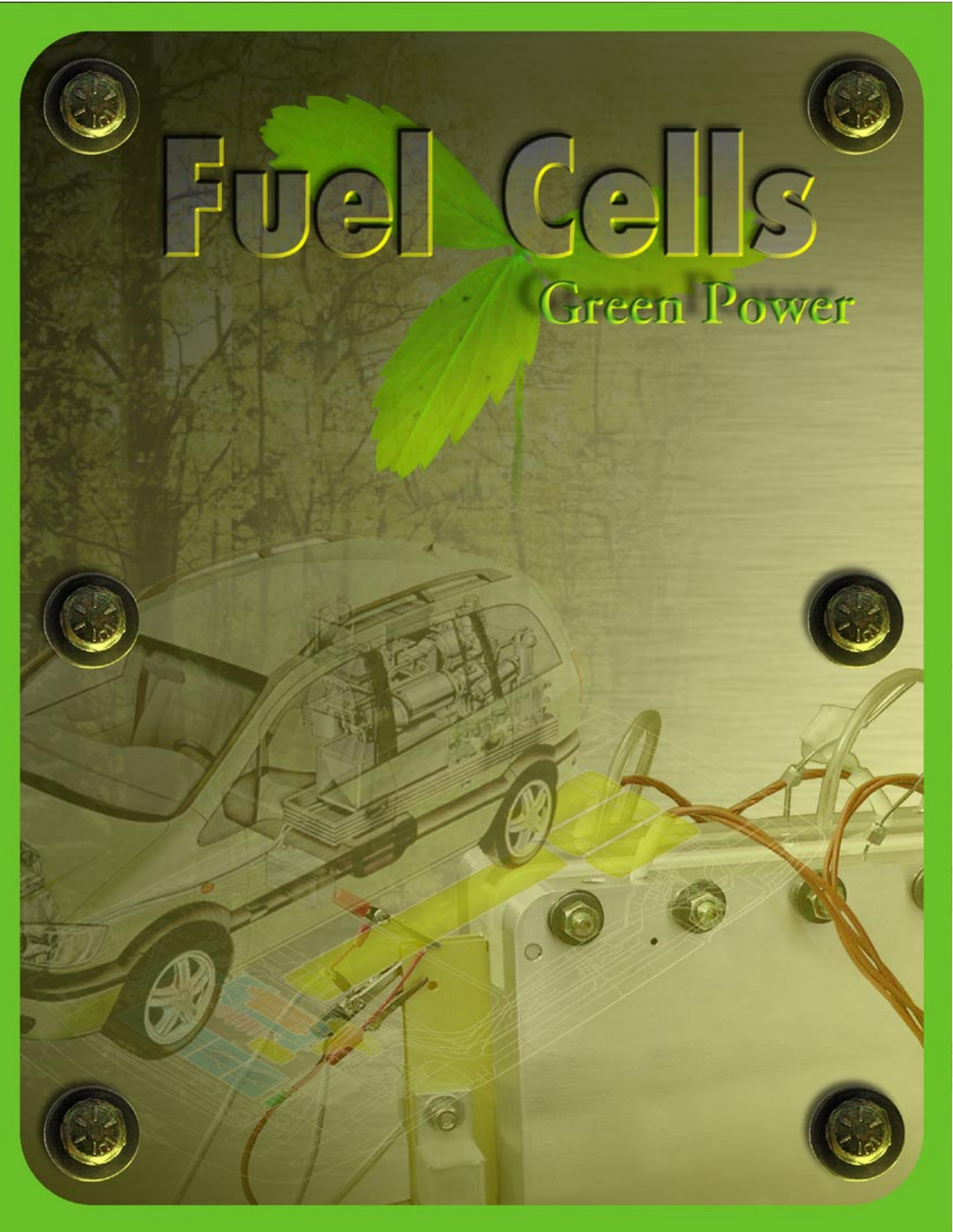# Fuel Cells

## Green Power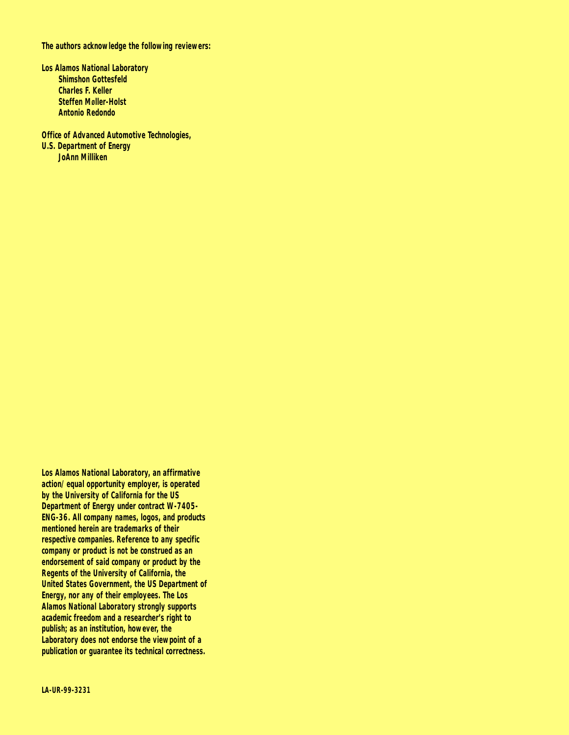**The authors acknowledge the following reviewers:**

**Los Alamos National Laboratory**

- **Shimshon Gottesfeld**
- **Charles F. Keller**
- **Steffen Møller-Holst**
- **Antonio Redondo**

**Office of Advanced Automotive Technologies,**
**U.S. Department of Energy**

- **JoAnn Milliken**

**Los Alamos National Laboratory, an affirmative action/equal opportunity employer, is operated by the University of California for the US Department of Energy under contract W-7405-ENG-36. All company names, logos, and products mentioned herein are trademarks of their respective companies. Reference to any specific company or product is not be construed as an endorsement of said company or product by the Regents of the University of California, the United States Government, the US Department of Energy, nor any of their employees. The Los Alamos National Laboratory strongly supports academic freedom and a researcher's right to publish; as an institution, however, the Laboratory does not endorse the viewpoint of a publication or guarantee its technical correctness.**

**LA-UR-99-3231**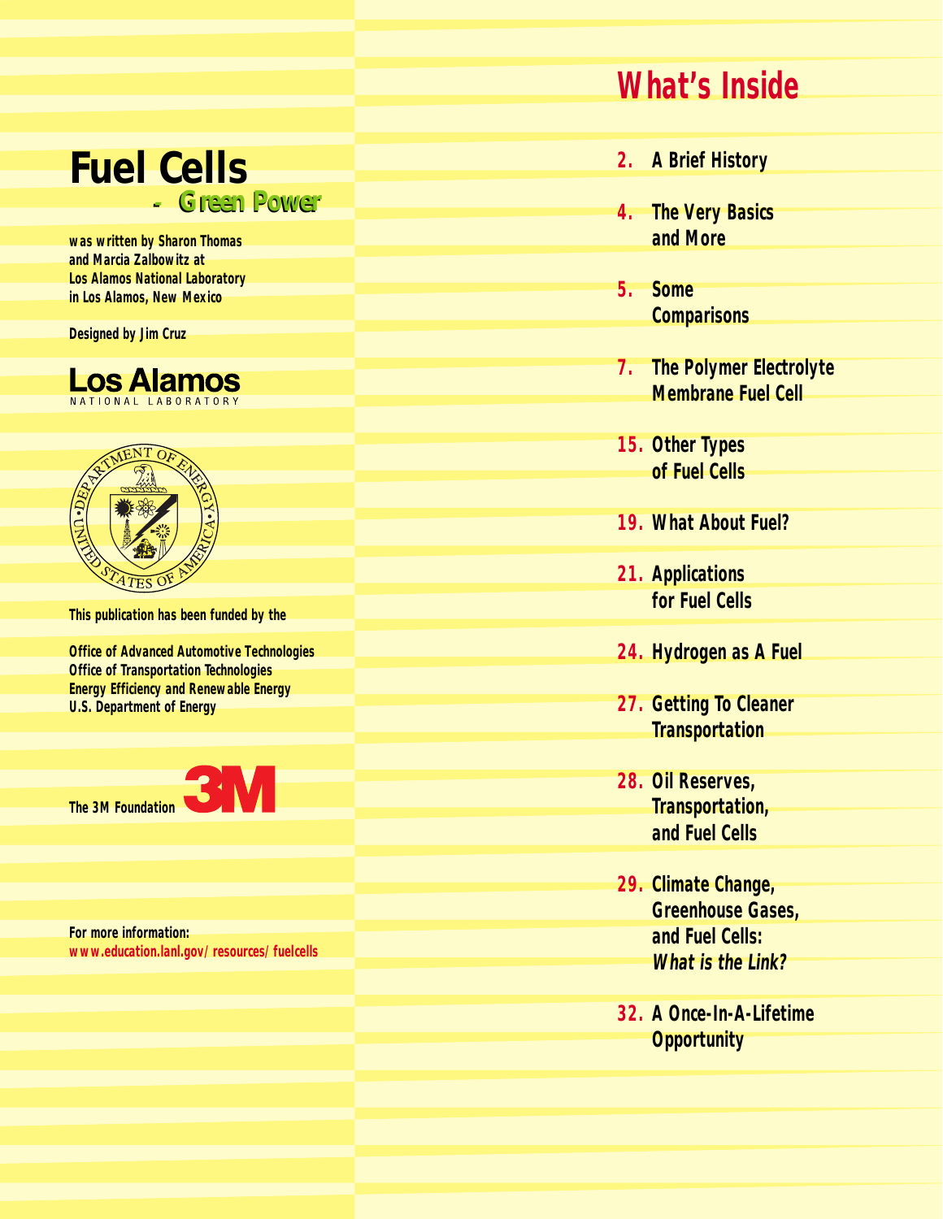# Fuel Cells

## - Green Power

was written by Sharon Thomas and Marcia Zalbowitz at Los Alamos National Laboratory in Los Alamos, New Mexico

Designed by Jim Cruz

Los Alamos
NATIONAL LABORATORY

This publication has been funded by the

Office of Advanced Automotive Technologies
Office of Transportation Technologies
Energy Efficiency and Renewable Energy
U.S. Department of Energy

The 3M Foundation

For more information:
www.education.lanl.gov/resources/fuelcells

# What's Inside

2. A Brief History
4. The Very Basics and More
5. Some Comparisons
7. The Polymer Electrolyte Membrane Fuel Cell
15. Other Types of Fuel Cells
19. What About Fuel?
21. Applications for Fuel Cells
24. Hydrogen as A Fuel
27. Getting To Cleaner Transportation
28. Oil Reserves, Transportation, and Fuel Cells
29. Climate Change, Greenhouse Gases, and Fuel Cells: *What is the Link?*
32. A Once-In-A-Lifetime Opportunity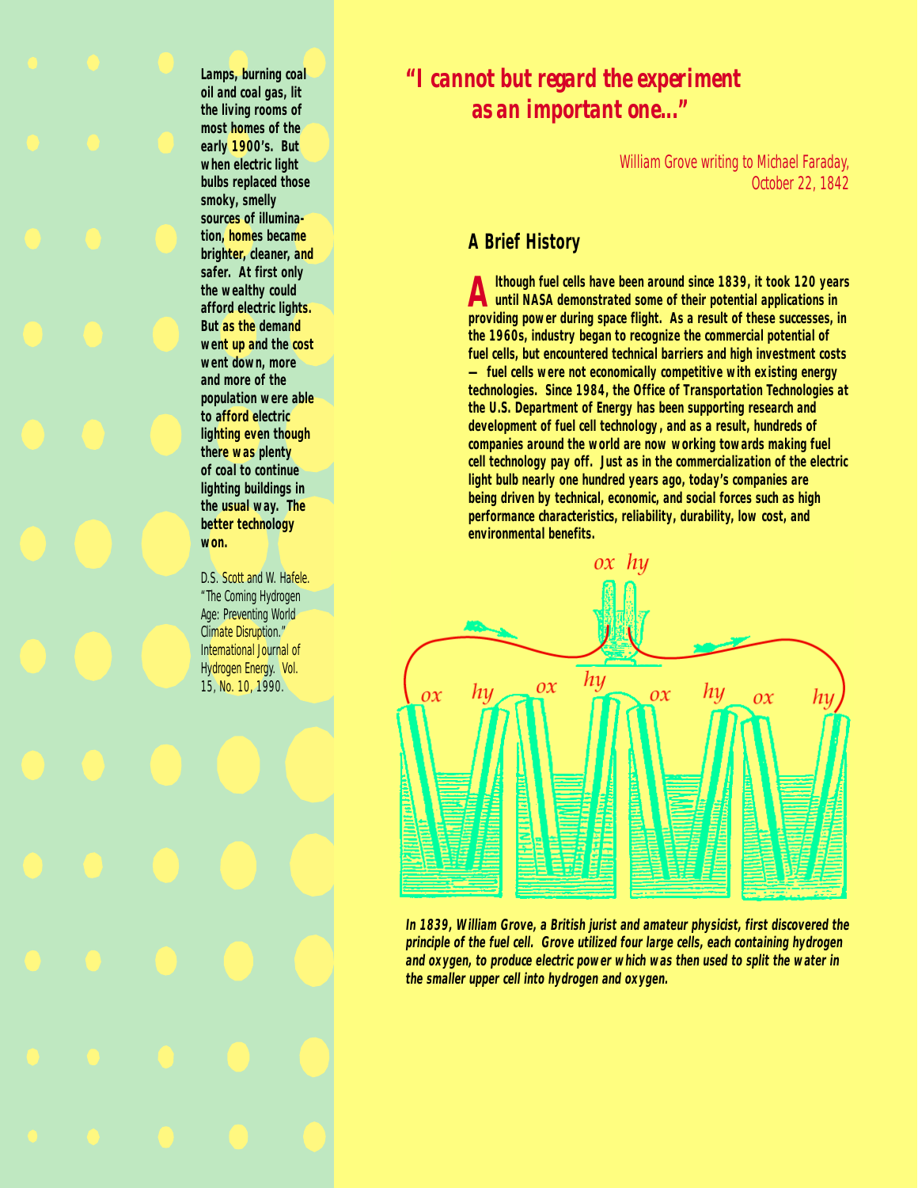**Lamps, burning coal oil and coal gas, lit the living rooms of most homes of the early 1900's. But when electric light bulbs replaced those smoky, smelly sources of illumination, homes became brighter, cleaner, and safer. At first only the wealthy could afford electric lights. But as the demand went up and the cost went down, more and more of the population were able to afford electric lighting even though there was plenty of coal to continue lighting buildings in the usual way. The better technology won.**

D.S. Scott and W. Hafele. "The Coming Hydrogen Age: Preventing World Climate Disruption." International Journal of Hydrogen Energy. Vol. 15, No. 10, 1990.

## *"I cannot but regard the experiment as an important one..."*

William Grove writing to Michael Faraday, October 22, 1842

## A Brief History

**Although fuel cells have been around since 1839, it took 120 years until NASA demonstrated some of their potential applications in providing power during space flight. As a result of these successes, in the 1960s, industry began to recognize the commercial potential of fuel cells, but encountered technical barriers and high investment costs — fuel cells were not economically competitive with existing energy technologies. Since 1984, the Office of Transportation Technologies at the U.S. Department of Energy has been supporting research and development of fuel cell technology, and as a result, hundreds of companies around the world are now working towards making fuel cell technology pay off. Just as in the commercialization of the electric light bulb nearly one hundred years ago, today's companies are being driven by technical, economic, and social forces such as high performance characteristics, reliability, durability, low cost, and environmental benefits.**

ox hy

ox hy ox hy ox hy ox hy

***In 1839, William Grove, a British jurist and amateur physicist, first discovered the principle of the fuel cell. Grove utilized four large cells, each containing hydrogen and oxygen, to produce electric power which was then used to split the water in the smaller upper cell into hydrogen and oxygen.***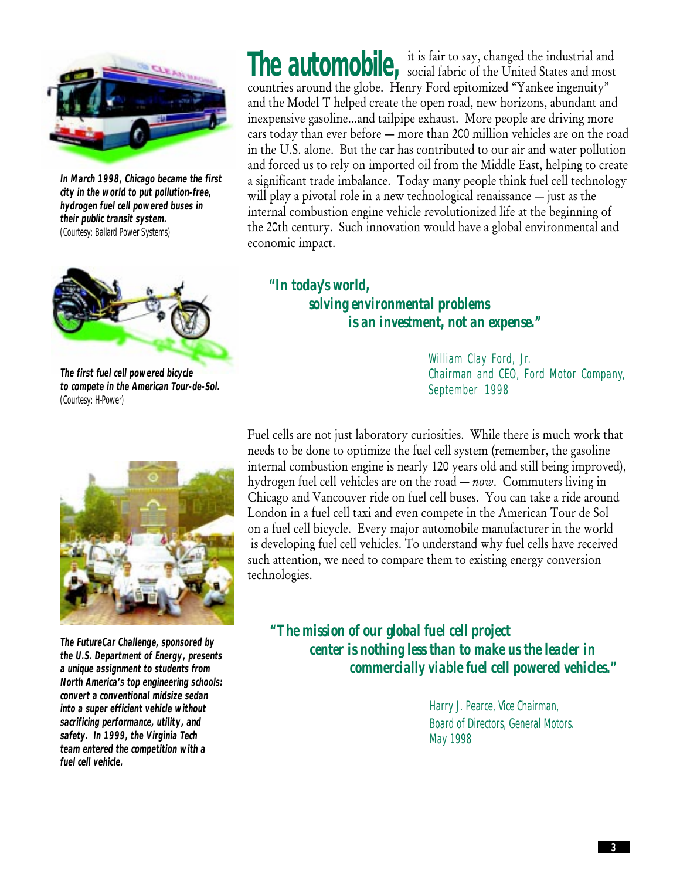**The automobile,** it is fair to say, changed the industrial and social fabric of the United States and most countries around the globe. Henry Ford epitomized "Yankee ingenuity" and the Model T helped create the open road, new horizons, abundant and inexpensive gasoline...and tailpipe exhaust. More people are driving more cars today than ever before — more than 200 million vehicles are on the road in the U.S. alone. But the car has contributed to our air and water pollution and forced us to rely on imported oil from the Middle East, helping to create a significant trade imbalance. Today many people think fuel cell technology will play a pivotal role in a new technological renaissance — just as the internal combustion engine vehicle revolutionized life at the beginning of the 20th century. Such innovation would have a global environmental and economic impact.

***In March 1998, Chicago became the first city in the world to put pollution-free, hydrogen fuel cell powered buses in their public transit system.***
(Courtesy: Ballard Power Systems)

> ***"In today's world, solving environmental problems is an investment, not an expense."***
>
> William Clay Ford, Jr.
> Chairman and CEO, Ford Motor Company,
> September 1998

***The first fuel cell powered bicycle to compete in the American Tour-de-Sol.***
(Courtesy: H-Power)

Fuel cells are not just laboratory curiosities. While there is much work that needs to be done to optimize the fuel cell system (remember, the gasoline internal combustion engine is nearly 120 years old and still being improved), hydrogen fuel cell vehicles are on the road — *now*. Commuters living in Chicago and Vancouver ride on fuel cell buses. You can take a ride around London in a fuel cell taxi and even compete in the American Tour de Sol on a fuel cell bicycle. Every major automobile manufacturer in the world is developing fuel cell vehicles. To understand why fuel cells have received such attention, we need to compare them to existing energy conversion technologies.

***The FutureCar Challenge, sponsored by the U.S. Department of Energy, presents a unique assignment to students from North America's top engineering schools: convert a conventional midsize sedan into a super efficient vehicle without sacrificing performance, utility, and safety. In 1999, the Virginia Tech team entered the competition with a fuel cell vehicle.***

> ***"The mission of our global fuel cell project center is nothing less than to make us the leader in commercially viable fuel cell powered vehicles."***
>
> Harry J. Pearce, Vice Chairman,
> Board of Directors, General Motors.
> May 1998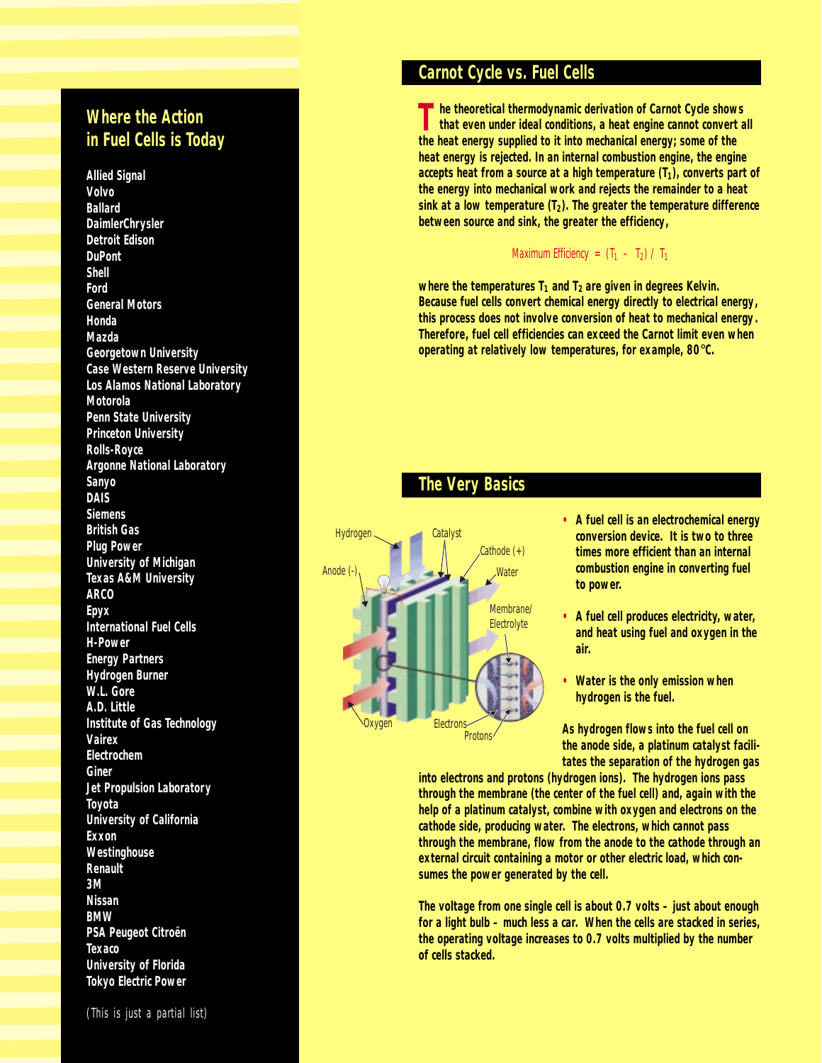## Where the Action in Fuel Cells is Today

Allied Signal
Volvo
Ballard
DaimlerChrysler
Detroit Edison
DuPont
Shell
Ford
General Motors
Honda
Mazda
Georgetown University
Case Western Reserve University
Los Alamos National Laboratory
Motorola
Penn State University
Princeton University
Rolls-Royce
Argonne National Laboratory
Sanyo
DAIS
Siemens
British Gas
Plug Power
University of Michigan
Texas A&M University
ARCO
Epyx
International Fuel Cells
H-Power
Energy Partners
Hydrogen Burner
W.L. Gore
A.D. Little
Institute of Gas Technology
Vairex
Electrochem
Giner
Jet Propulsion Laboratory
Toyota
University of California
Exxon
Westinghouse
Renault
3M
Nissan
BMW
PSA Peugeot Citroën
Texaco
University of Florida
Tokyo Electric Power

*(This is just a partial list)*

## Carnot Cycle vs. Fuel Cells

The theoretical thermodynamic derivation of Carnot Cycle shows that even under ideal conditions, a heat engine cannot convert all the heat energy supplied to it into mechanical energy; some of the heat energy is rejected. In an internal combustion engine, the engine accepts heat from a source at a high temperature ($T_1$), converts part of the energy into mechanical work and rejects the remainder to a heat sink at a low temperature ($T_2$). The greater the temperature difference between source and sink, the greater the efficiency,

$$\text{Maximum Efficiency} = (T_1 - T_2) / T_1$$

where the temperatures $T_1$ and $T_2$ are given in degrees Kelvin. Because fuel cells convert chemical energy directly to electrical energy, this process does not involve conversion of heat to mechanical energy. Therefore, fuel cell efficiencies can exceed the Carnot limit even when operating at relatively low temperatures, for example, 80°C.

## The Very Basics

Hydrogen
Catalyst
Cathode (+)
Anode (-)
Water
Membrane/ Electrolyte
Oxygen
Electrons
Protons

- A fuel cell is an electrochemical energy conversion device. It is two to three times more efficient than an internal combustion engine in converting fuel to power.
- A fuel cell produces electricity, water, and heat using fuel and oxygen in the air.
- Water is the only emission when hydrogen is the fuel.

As hydrogen flows into the fuel cell on the anode side, a platinum catalyst facilitates the separation of the hydrogen gas into electrons and protons (hydrogen ions). The hydrogen ions pass through the membrane (the center of the fuel cell) and, again with the help of a platinum catalyst, combine with oxygen and electrons on the cathode side, producing water. The electrons, which cannot pass through the membrane, flow from the anode to the cathode through an external circuit containing a motor or other electric load, which consumes the power generated by the cell.

The voltage from one single cell is about 0.7 volts – just about enough for a light bulb – much less a car. When the cells are stacked in series, the operating voltage increases to 0.7 volts multiplied by the number of cells stacked.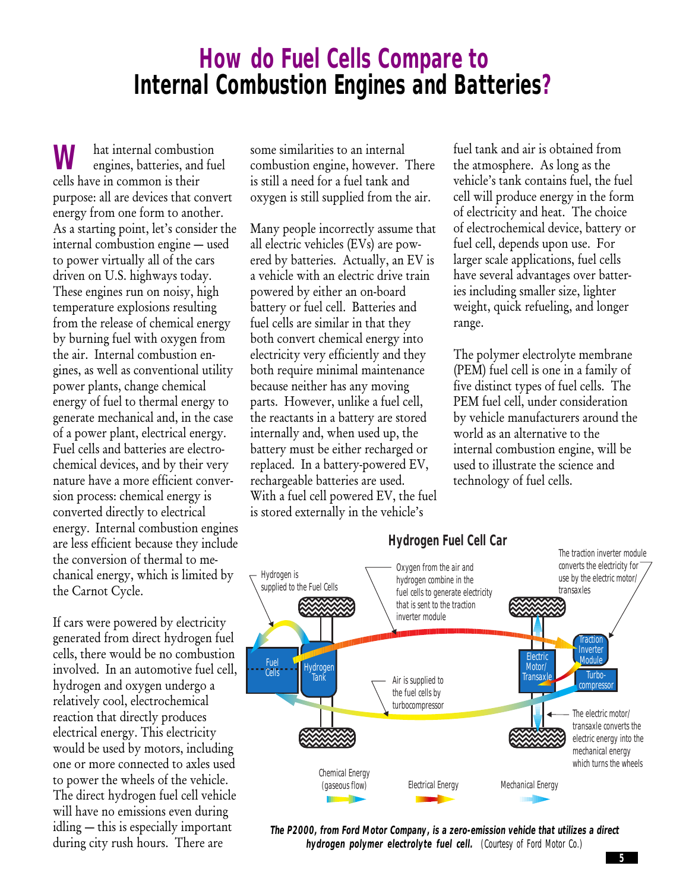# How do Fuel Cells Compare to Internal Combustion Engines and Batteries?

What internal combustion engines, batteries, and fuel cells have in common is their purpose: all are devices that convert energy from one form to another. As a starting point, let's consider the internal combustion engine — used to power virtually all of the cars driven on U.S. highways today. These engines run on noisy, high temperature explosions resulting from the release of chemical energy by burning fuel with oxygen from the air. Internal combustion engines, as well as conventional utility power plants, change chemical energy of fuel to thermal energy to generate mechanical and, in the case of a power plant, electrical energy. Fuel cells and batteries are electrochemical devices, and by their very nature have a more efficient conversion process: chemical energy is converted directly to electrical energy. Internal combustion engines are less efficient because they include the conversion of thermal to mechanical energy, which is limited by the Carnot Cycle.

If cars were powered by electricity generated from direct hydrogen fuel cells, there would be no combustion involved. In an automotive fuel cell, hydrogen and oxygen undergo a relatively cool, electrochemical reaction that directly produces electrical energy. This electricity would be used by motors, including one or more connected to axles used to power the wheels of the vehicle. The direct hydrogen fuel cell vehicle will have no emissions even during idling — this is especially important during city rush hours. There are some similarities to an internal combustion engine, however. There is still a need for a fuel tank and oxygen is still supplied from the air.

Many people incorrectly assume that all electric vehicles (EVs) are powered by batteries. Actually, an EV is a vehicle with an electric drive train powered by either an on-board battery or fuel cell. Batteries and fuel cells are similar in that they both convert chemical energy into electricity very efficiently and they both require minimal maintenance because neither has any moving parts. However, unlike a fuel cell, the reactants in a battery are stored internally and, when used up, the battery must be either recharged or replaced. In a battery-powered EV, rechargeable batteries are used. With a fuel cell powered EV, the fuel is stored externally in the vehicle's fuel tank and air is obtained from the atmosphere. As long as the vehicle's tank contains fuel, the fuel cell will produce energy in the form of electricity and heat. The choice of electrochemical device, battery or fuel cell, depends upon use. For larger scale applications, fuel cells have several advantages over batteries including smaller size, lighter weight, quick refueling, and longer range.

The polymer electrolyte membrane (PEM) fuel cell is one in a family of five distinct types of fuel cells. The PEM fuel cell, under consideration by vehicle manufacturers around the world as an alternative to the internal combustion engine, will be used to illustrate the science and technology of fuel cells.

**Hydrogen Fuel Cell Car**

Hydrogen is supplied to the Fuel Cells

Oxygen from the air and hydrogen combine in the fuel cells to generate electricity that is sent to the traction inverter module

The traction inverter module converts the electricity for use by the electric motor/ transaxles

Fuel Cells

Hydrogen Tank

Air is supplied to the fuel cells by turbocompressor

Electric Motor/ Transaxle

Traction Inverter Module

Turbo-compressor

The electric motor/ transaxle converts the electric energy into the mechanical energy which turns the wheels

Chemical Energy (gaseous flow)

Electrical Energy

Mechanical Energy

***The P2000, from Ford Motor Company, is a zero-emission vehicle that utilizes a direct hydrogen polymer electrolyte fuel cell.*** (Courtesy of Ford Motor Co.)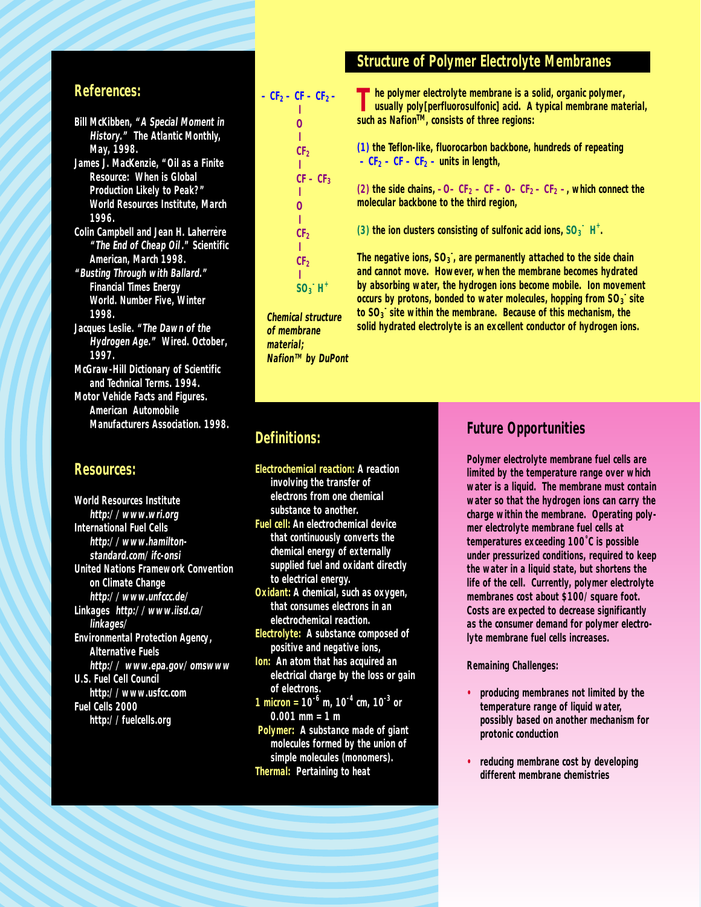## References:

Bill McKibben, "*A Special Moment in History.*" The Atlantic Monthly, May, 1998.

James J. MacKenzie, "Oil as a Finite Resource: When is Global Production Likely to Peak?" World Resources Institute, March 1996.

Colin Campbell and Jean H. Laherrère "*The End of Cheap Oil.*" Scientific American, March 1998.

"*Busting Through with Ballard.*" Financial Times Energy World. Number Five, Winter 1998.

Jacques Leslie. "*The Dawn of the Hydrogen Age.*" Wired. October, 1997.

McGraw-Hill Dictionary of Scientific and Technical Terms. 1994.

Motor Vehicle Facts and Figures. American Automobile Manufacturers Association. 1998.

## Resources:

World Resources Institute
*http://www.wri.org*

International Fuel Cells
*http://www.hamilton-standard.com/ifc-onsi*

United Nations Framework Convention on Climate Change
*http://www.unfccc.de/*

Linkages *http://www.iisd.ca/linkages/*

Environmental Protection Agency, Alternative Fuels
*http:// www.epa.gov/omswww*

U.S. Fuel Cell Council
http://www.usfcc.com

Fuel Cells 2000
http://fuelcells.org

## Structure of Polymer Electrolyte Membranes

- $CF_2$ - CF - $CF_2$ -
  |
  O
  |
  $CF_2$
  |
  CF - $CF_3$
  |
  O
  |
  $CF_2$
  |
  $CF_2$
  |
  $SO_3^-\ H^+$

*Chemical structure of membrane material; Nafion™ by DuPont*

The polymer electrolyte membrane is a solid, organic polymer, usually poly[perfluorosulfonic] acid. A typical membrane material, such as Nafion™, consists of three regions:

(1) the Teflon-like, fluorocarbon backbone, hundreds of repeating - $CF_2$ - CF - $CF_2$ - units in length,

(2) the side chains, - O- $CF_2$ - CF - O- $CF_2$ - $CF_2$ -, which connect the molecular backbone to the third region,

(3) the ion clusters consisting of sulfonic acid ions, $SO_3^-\ H^+$.

The negative ions, $SO_3^-$, are permanently attached to the side chain and cannot move. However, when the membrane becomes hydrated by absorbing water, the hydrogen ions become mobile. Ion movement occurs by protons, bonded to water molecules, hopping from $SO_3^-$ site to $SO_3^-$ site within the membrane. Because of this mechanism, the solid hydrated electrolyte is an excellent conductor of hydrogen ions.

## Definitions:

**Electrochemical reaction:** A reaction involving the transfer of electrons from one chemical substance to another.

**Fuel cell:** An electrochemical device that continuously converts the chemical energy of externally supplied fuel and oxidant directly to electrical energy.

**Oxidant:** A chemical, such as oxygen, that consumes electrons in an electrochemical reaction.

**Electrolyte:** A substance composed of positive and negative ions,

**Ion:** An atom that has acquired an electrical charge by the loss or gain of electrons.

**1 micron =** $10^{-6}$ m, $10^{-4}$ cm, $10^{-3}$ or 0.001 mm = 1 m

**Polymer:** A substance made of giant molecules formed by the union of simple molecules (monomers).

**Thermal:** Pertaining to heat

## Future Opportunities

Polymer electrolyte membrane fuel cells are limited by the temperature range over which water is a liquid. The membrane must contain water so that the hydrogen ions can carry the charge within the membrane. Operating polymer electrolyte membrane fuel cells at temperatures exceeding 100˚C is possible under pressurized conditions, required to keep the water in a liquid state, but shortens the life of the cell. Currently, polymer electrolyte membranes cost about $100/square foot. Costs are expected to decrease significantly as the consumer demand for polymer electrolyte membrane fuel cells increases.

Remaining Challenges:

- producing membranes not limited by the temperature range of liquid water, possibly based on another mechanism for protonic conduction
- reducing membrane cost by developing different membrane chemistries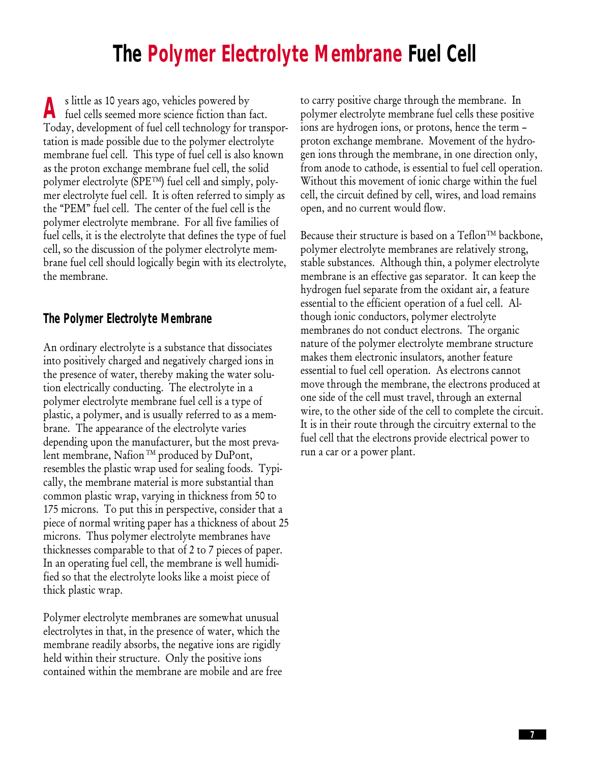# The Polymer Electrolyte Membrane Fuel Cell

As little as 10 years ago, vehicles powered by fuel cells seemed more science fiction than fact. Today, development of fuel cell technology for transportation is made possible due to the polymer electrolyte membrane fuel cell. This type of fuel cell is also known as the proton exchange membrane fuel cell, the solid polymer electrolyte (SPE™) fuel cell and simply, polymer electrolyte fuel cell. It is often referred to simply as the "PEM" fuel cell. The center of the fuel cell is the polymer electrolyte membrane. For all five families of fuel cells, it is the electrolyte that defines the type of fuel cell, so the discussion of the polymer electrolyte membrane fuel cell should logically begin with its electrolyte, the membrane.

## The Polymer Electrolyte Membrane

An ordinary electrolyte is a substance that dissociates into positively charged and negatively charged ions in the presence of water, thereby making the water solution electrically conducting. The electrolyte in a polymer electrolyte membrane fuel cell is a type of plastic, a polymer, and is usually referred to as a membrane. The appearance of the electrolyte varies depending upon the manufacturer, but the most prevalent membrane, Nafion™ produced by DuPont, resembles the plastic wrap used for sealing foods. Typically, the membrane material is more substantial than common plastic wrap, varying in thickness from 50 to 175 microns. To put this in perspective, consider that a piece of normal writing paper has a thickness of about 25 microns. Thus polymer electrolyte membranes have thicknesses comparable to that of 2 to 7 pieces of paper. In an operating fuel cell, the membrane is well humidified so that the electrolyte looks like a moist piece of thick plastic wrap.

Polymer electrolyte membranes are somewhat unusual electrolytes in that, in the presence of water, which the membrane readily absorbs, the negative ions are rigidly held within their structure. Only the positive ions contained within the membrane are mobile and are free to carry positive charge through the membrane. In polymer electrolyte membrane fuel cells these positive ions are hydrogen ions, or protons, hence the term – proton exchange membrane. Movement of the hydrogen ions through the membrane, in one direction only, from anode to cathode, is essential to fuel cell operation. Without this movement of ionic charge within the fuel cell, the circuit defined by cell, wires, and load remains open, and no current would flow.

Because their structure is based on a Teflon™ backbone, polymer electrolyte membranes are relatively strong, stable substances. Although thin, a polymer electrolyte membrane is an effective gas separator. It can keep the hydrogen fuel separate from the oxidant air, a feature essential to the efficient operation of a fuel cell. Although ionic conductors, polymer electrolyte membranes do not conduct electrons. The organic nature of the polymer electrolyte membrane structure makes them electronic insulators, another feature essential to fuel cell operation. As electrons cannot move through the membrane, the electrons produced at one side of the cell must travel, through an external wire, to the other side of the cell to complete the circuit. It is in their route through the circuitry external to the fuel cell that the electrons provide electrical power to run a car or a power plant.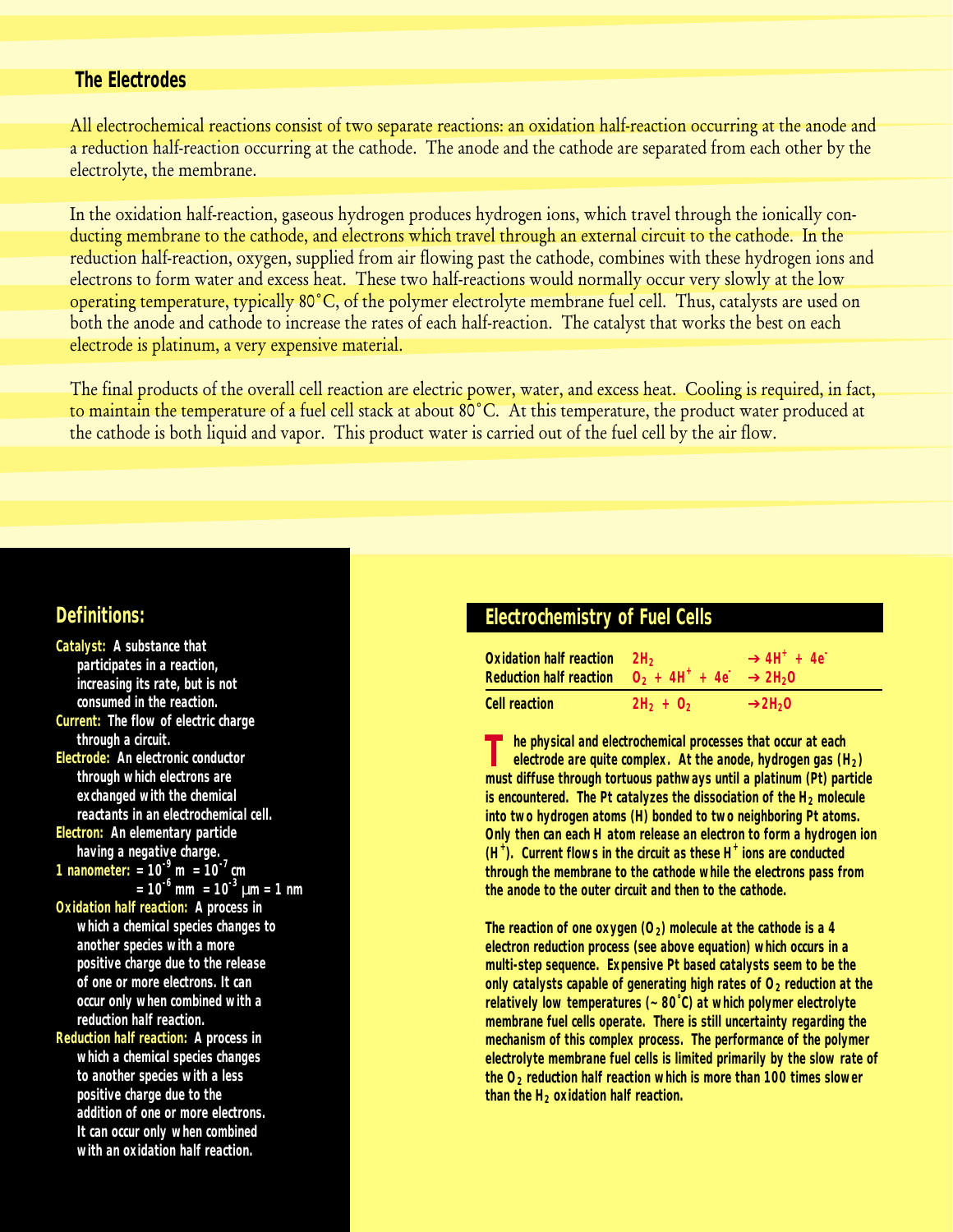## The Electrodes

All electrochemical reactions consist of two separate reactions: an oxidation half-reaction occurring at the anode and a reduction half-reaction occurring at the cathode. The anode and the cathode are separated from each other by the electrolyte, the membrane.

In the oxidation half-reaction, gaseous hydrogen produces hydrogen ions, which travel through the ionically conducting membrane to the cathode, and electrons which travel through an external circuit to the cathode. In the reduction half-reaction, oxygen, supplied from air flowing past the cathode, combines with these hydrogen ions and electrons to form water and excess heat. These two half-reactions would normally occur very slowly at the low operating temperature, typically 80˚C, of the polymer electrolyte membrane fuel cell. Thus, catalysts are used on both the anode and cathode to increase the rates of each half-reaction. The catalyst that works the best on each electrode is platinum, a very expensive material.

The final products of the overall cell reaction are electric power, water, and excess heat. Cooling is required, in fact, to maintain the temperature of a fuel cell stack at about 80˚C. At this temperature, the product water produced at the cathode is both liquid and vapor. This product water is carried out of the fuel cell by the air flow.

## Definitions:

**Catalyst:** A substance that participates in a reaction, increasing its rate, but is not consumed in the reaction.

**Current:** The flow of electric charge through a circuit.

**Electrode:** An electronic conductor through which electrons are exchanged with the chemical reactants in an electrochemical cell.

**Electron:** An elementary particle having a negative charge.

**1 nanometer:** $= 10^{-9}$ m $= 10^{-7}$ cm $= 10^{-6}$ mm $= 10^{-3}$ µm = 1 nm

**Oxidation half reaction:** A process in which a chemical species changes to another species with a more positive charge due to the release of one or more electrons. It can occur only when combined with a reduction half reaction.

**Reduction half reaction:** A process in which a chemical species changes to another species with a less positive charge due to the addition of one or more electrons. It can occur only when combined with an oxidation half reaction.

## Electrochemistry of Fuel Cells

| | | |
|---|---|---|
| Oxidation half reaction | $2H_2$ | $\rightarrow 4H^+ + 4e^-$ |
| Reduction half reaction | $O_2 + 4H^+ + 4e^-$ | $\rightarrow 2H_2O$ |
| Cell reaction | $2H_2 + O_2$ | $\rightarrow 2H_2O$ |

The physical and electrochemical processes that occur at each electrode are quite complex. At the anode, hydrogen gas ($H_2$) must diffuse through tortuous pathways until a platinum (Pt) particle is encountered. The Pt catalyzes the dissociation of the $H_2$ molecule into two hydrogen atoms (H) bonded to two neighboring Pt atoms. Only then can each H atom release an electron to form a hydrogen ion ($H^+$). Current flows in the circuit as these $H^+$ ions are conducted through the membrane to the cathode while the electrons pass from the anode to the outer circuit and then to the cathode.

The reaction of one oxygen ($O_2$) molecule at the cathode is a 4 electron reduction process (see above equation) which occurs in a multi-step sequence. Expensive Pt based catalysts seem to be the only catalysts capable of generating high rates of $O_2$ reduction at the relatively low temperatures (~ 80˚C) at which polymer electrolyte membrane fuel cells operate. There is still uncertainty regarding the mechanism of this complex process. The performance of the polymer electrolyte membrane fuel cells is limited primarily by the slow rate of the $O_2$ reduction half reaction which is more than 100 times slower than the $H_2$ oxidation half reaction.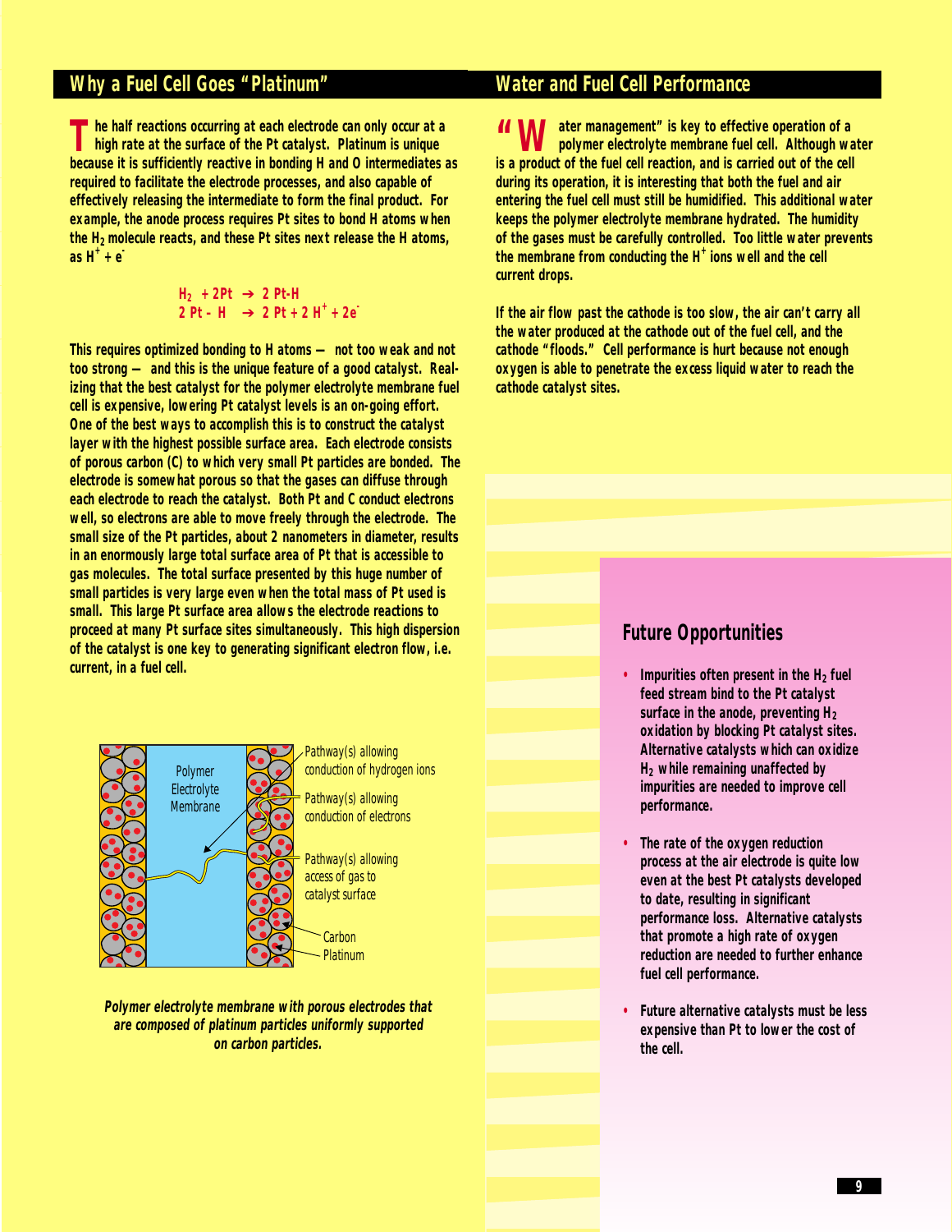## Why a Fuel Cell Goes "Platinum"

The half reactions occurring at each electrode can only occur at a high rate at the surface of the Pt catalyst. Platinum is unique because it is sufficiently reactive in bonding H and O intermediates as required to facilitate the electrode processes, and also capable of effectively releasing the intermediate to form the final product. For example, the anode process requires Pt sites to bond H atoms when the $H_2$ molecule reacts, and these Pt sites next release the H atoms, as $H^+ + e^-$

$$H_2 + 2Pt \rightarrow 2\ Pt\text{-}H$$
$$2\ Pt - H \rightarrow 2\ Pt + 2\ H^+ + 2e^-$$

This requires optimized bonding to H atoms — not too weak and not too strong — and this is the unique feature of a good catalyst. Realizing that the best catalyst for the polymer electrolyte membrane fuel cell is expensive, lowering Pt catalyst levels is an on-going effort. One of the best ways to accomplish this is to construct the catalyst layer with the highest possible surface area. Each electrode consists of porous carbon (C) to which very small Pt particles are bonded. The electrode is somewhat porous so that the gases can diffuse through each electrode to reach the catalyst. Both Pt and C conduct electrons well, so electrons are able to move freely through the electrode. The small size of the Pt particles, about 2 nanometers in diameter, results in an enormously large total surface area of Pt that is accessible to gas molecules. The total surface presented by this huge number of small particles is very large even when the total mass of Pt used is small. This large Pt surface area allows the electrode reactions to proceed at many Pt surface sites simultaneously. This high dispersion of the catalyst is one key to generating significant electron flow, i.e. current, in a fuel cell.

Polymer Electrolyte Membrane

Pathway(s) allowing conduction of hydrogen ions

Pathway(s) allowing conduction of electrons

Pathway(s) allowing access of gas to catalyst surface

Carbon

Platinum

*Polymer electrolyte membrane with porous electrodes that are composed of platinum particles uniformly supported on carbon particles.*

## Water and Fuel Cell Performance

"Water management" is key to effective operation of a polymer electrolyte membrane fuel cell. Although water is a product of the fuel cell reaction, and is carried out of the cell during its operation, it is interesting that both the fuel and air entering the fuel cell must still be humidified. This additional water keeps the polymer electrolyte membrane hydrated. The humidity of the gases must be carefully controlled. Too little water prevents the membrane from conducting the $H^+$ ions well and the cell current drops.

If the air flow past the cathode is too slow, the air can't carry all the water produced at the cathode out of the fuel cell, and the cathode "floods." Cell performance is hurt because not enough oxygen is able to penetrate the excess liquid water to reach the cathode catalyst sites.

### Future Opportunities

- Impurities often present in the $H_2$ fuel feed stream bind to the Pt catalyst surface in the anode, preventing $H_2$ oxidation by blocking Pt catalyst sites. Alternative catalysts which can oxidize $H_2$ while remaining unaffected by impurities are needed to improve cell performance.
- The rate of the oxygen reduction process at the air electrode is quite low even at the best Pt catalysts developed to date, resulting in significant performance loss. Alternative catalysts that promote a high rate of oxygen reduction are needed to further enhance fuel cell performance.
- Future alternative catalysts must be less expensive than Pt to lower the cost of the cell.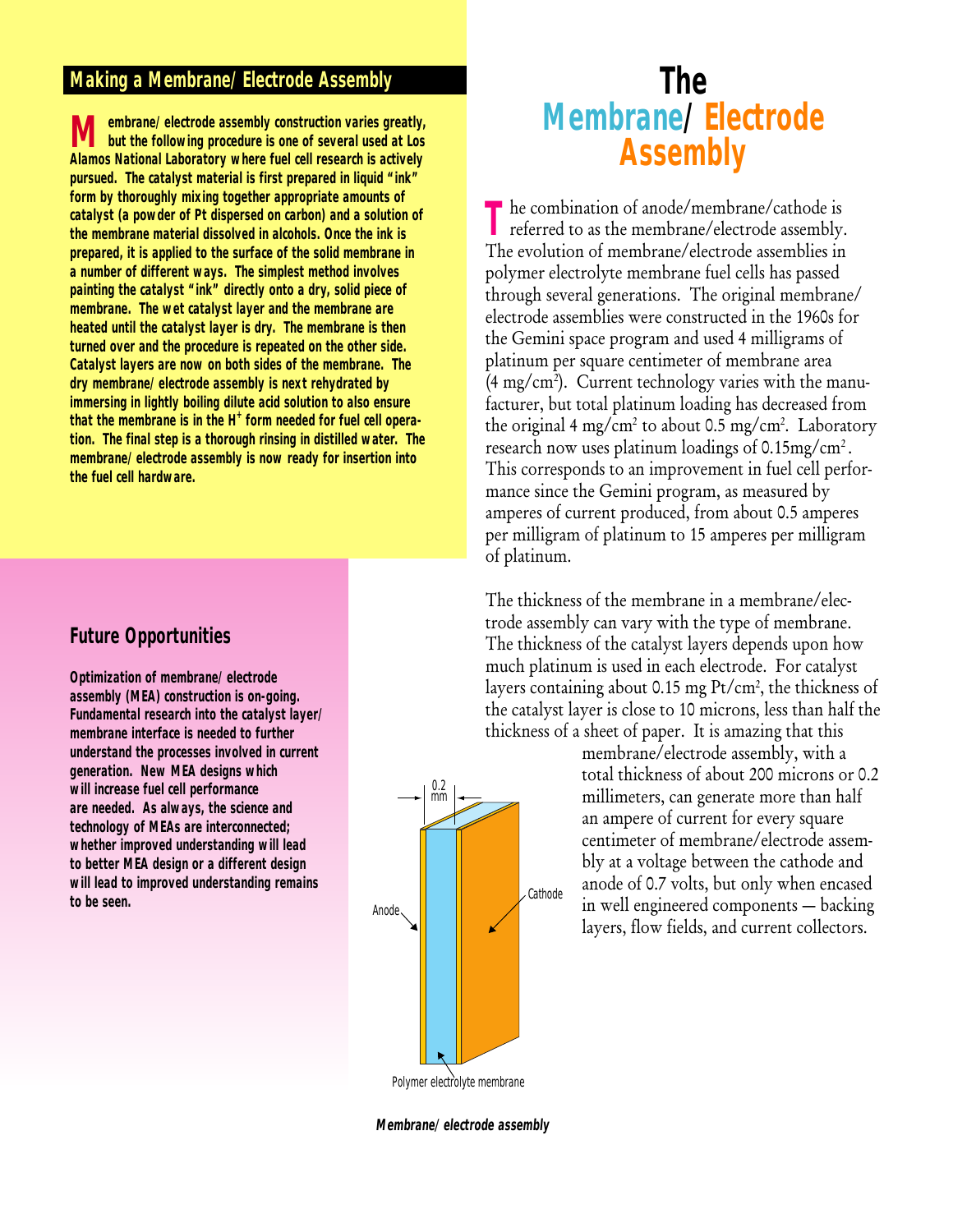# The Membrane/Electrode Assembly

The combination of anode/membrane/cathode is referred to as the membrane/electrode assembly. The evolution of membrane/electrode assemblies in polymer electrolyte membrane fuel cells has passed through several generations. The original membrane/electrode assemblies were constructed in the 1960s for the Gemini space program and used 4 milligrams of platinum per square centimeter of membrane area (4 mg/cm$^2$). Current technology varies with the manufacturer, but total platinum loading has decreased from the original 4 mg/cm$^2$ to about 0.5 mg/cm$^2$. Laboratory research now uses platinum loadings of 0.15mg/cm$^2$. This corresponds to an improvement in fuel cell performance since the Gemini program, as measured by amperes of current produced, from about 0.5 amperes per milligram of platinum to 15 amperes per milligram of platinum.

The thickness of the membrane in a membrane/electrode assembly can vary with the type of membrane. The thickness of the catalyst layers depends upon how much platinum is used in each electrode. For catalyst layers containing about 0.15 mg Pt/cm$^2$, the thickness of the catalyst layer is close to 10 microns, less than half the thickness of a sheet of paper. It is amazing that this membrane/electrode assembly, with a total thickness of about 200 microns or 0.2 millimeters, can generate more than half an ampere of current for every square centimeter of membrane/electrode assembly at a voltage between the cathode and anode of 0.7 volts, but only when encased in well engineered components — backing layers, flow fields, and current collectors.

0.2 mm

Anode

Cathode

Polymer electrolyte membrane

***Membrane/electrode assembly***

## Making a Membrane/Electrode Assembly

**Membrane/electrode assembly construction varies greatly, but the following procedure is one of several used at Los Alamos National Laboratory where fuel cell research is actively pursued. The catalyst material is first prepared in liquid "ink" form by thoroughly mixing together appropriate amounts of catalyst (a powder of Pt dispersed on carbon) and a solution of the membrane material dissolved in alcohols. Once the ink is prepared, it is applied to the surface of the solid membrane in a number of different ways. The simplest method involves painting the catalyst "ink" directly onto a dry, solid piece of membrane. The wet catalyst layer and the membrane are heated until the catalyst layer is dry. The membrane is then turned over and the procedure is repeated on the other side. Catalyst layers are now on both sides of the membrane. The dry membrane/electrode assembly is next rehydrated by immersing in lightly boiling dilute acid solution to also ensure that the membrane is in the $H^+$ form needed for fuel cell operation. The final step is a thorough rinsing in distilled water. The membrane/electrode assembly is now ready for insertion into the fuel cell hardware.**

## Future Opportunities

**Optimization of membrane/electrode assembly (MEA) construction is on-going. Fundamental research into the catalyst layer/membrane interface is needed to further understand the processes involved in current generation. New MEA designs which will increase fuel cell performance are needed. As always, the science and technology of MEAs are interconnected; whether improved understanding will lead to better MEA design or a different design will lead to improved understanding remains to be seen.**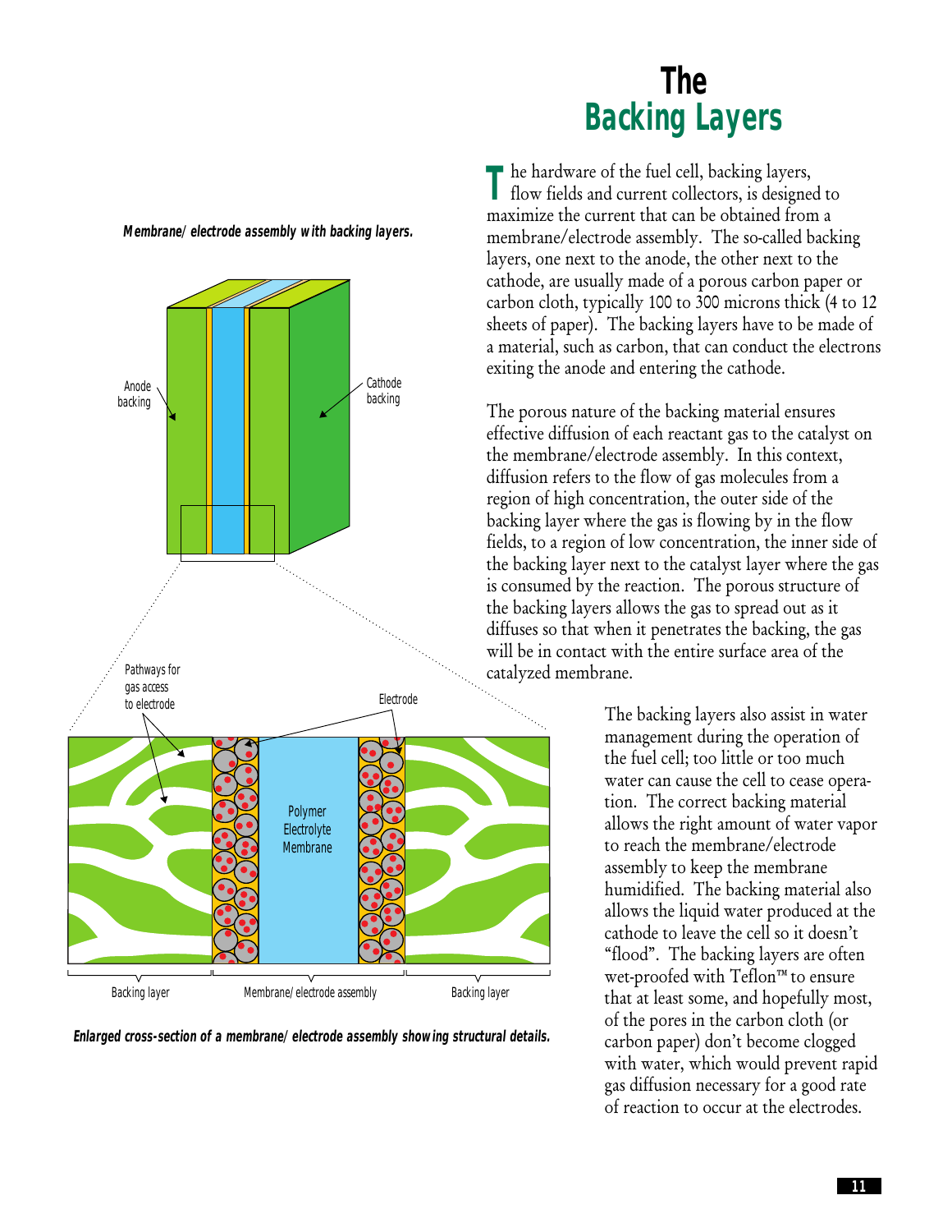# The Backing Layers

Membrane/electrode assembly with backing layers.

Anode backing

Cathode backing

Pathways for gas access to electrode

Electrode

Polymer Electrolyte Membrane

Backing layer

Membrane/electrode assembly

Backing layer

*Enlarged cross-section of a membrane/electrode assembly showing structural details.*

The hardware of the fuel cell, backing layers, flow fields and current collectors, is designed to maximize the current that can be obtained from a membrane/electrode assembly. The so-called backing layers, one next to the anode, the other next to the cathode, are usually made of a porous carbon paper or carbon cloth, typically 100 to 300 microns thick (4 to 12 sheets of paper). The backing layers have to be made of a material, such as carbon, that can conduct the electrons exiting the anode and entering the cathode.

The porous nature of the backing material ensures effective diffusion of each reactant gas to the catalyst on the membrane/electrode assembly. In this context, diffusion refers to the flow of gas molecules from a region of high concentration, the outer side of the backing layer where the gas is flowing by in the flow fields, to a region of low concentration, the inner side of the backing layer next to the catalyst layer where the gas is consumed by the reaction. The porous structure of the backing layers allows the gas to spread out as it diffuses so that when it penetrates the backing, the gas will be in contact with the entire surface area of the catalyzed membrane.

The backing layers also assist in water management during the operation of the fuel cell; too little or too much water can cause the cell to cease operation. The correct backing material allows the right amount of water vapor to reach the membrane/electrode assembly to keep the membrane humidified. The backing material also allows the liquid water produced at the cathode to leave the cell so it doesn't "flood". The backing layers are often wet-proofed with Teflon™ to ensure that at least some, and hopefully most, of the pores in the carbon cloth (or carbon paper) don't become clogged with water, which would prevent rapid gas diffusion necessary for a good rate of reaction to occur at the electrodes.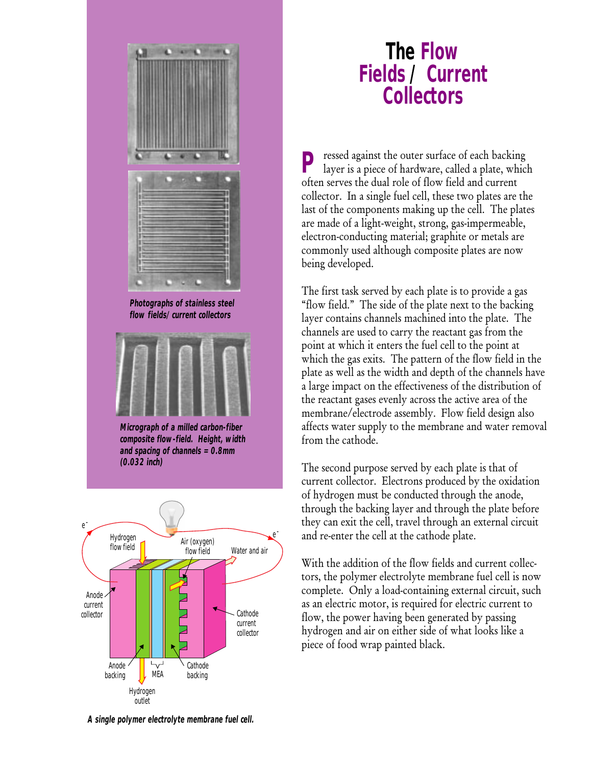Photographs of stainless steel flow fields/current collectors

Micrograph of a milled carbon-fiber composite flow-field. Height, width and spacing of channels = 0.8mm (0.032 inch)

e⁻

Hydrogen flow field

Air (oxygen) flow field

e⁻

Water and air

Anode current collector

Cathode current collector

Anode backing

MEA

Cathode backing

Hydrogen outlet

A single polymer electrolyte membrane fuel cell.

# The Flow Fields / Current Collectors

Pressed against the outer surface of each backing layer is a piece of hardware, called a plate, which often serves the dual role of flow field and current collector. In a single fuel cell, these two plates are the last of the components making up the cell. The plates are made of a light-weight, strong, gas-impermeable, electron-conducting material; graphite or metals are commonly used although composite plates are now being developed.

The first task served by each plate is to provide a gas "flow field." The side of the plate next to the backing layer contains channels machined into the plate. The channels are used to carry the reactant gas from the point at which it enters the fuel cell to the point at which the gas exits. The pattern of the flow field in the plate as well as the width and depth of the channels have a large impact on the effectiveness of the distribution of the reactant gases evenly across the active area of the membrane/electrode assembly. Flow field design also affects water supply to the membrane and water removal from the cathode.

The second purpose served by each plate is that of current collector. Electrons produced by the oxidation of hydrogen must be conducted through the anode, through the backing layer and through the plate before they can exit the cell, travel through an external circuit and re-enter the cell at the cathode plate.

With the addition of the flow fields and current collectors, the polymer electrolyte membrane fuel cell is now complete. Only a load-containing external circuit, such as an electric motor, is required for electric current to flow, the power having been generated by passing hydrogen and air on either side of what looks like a piece of food wrap painted black.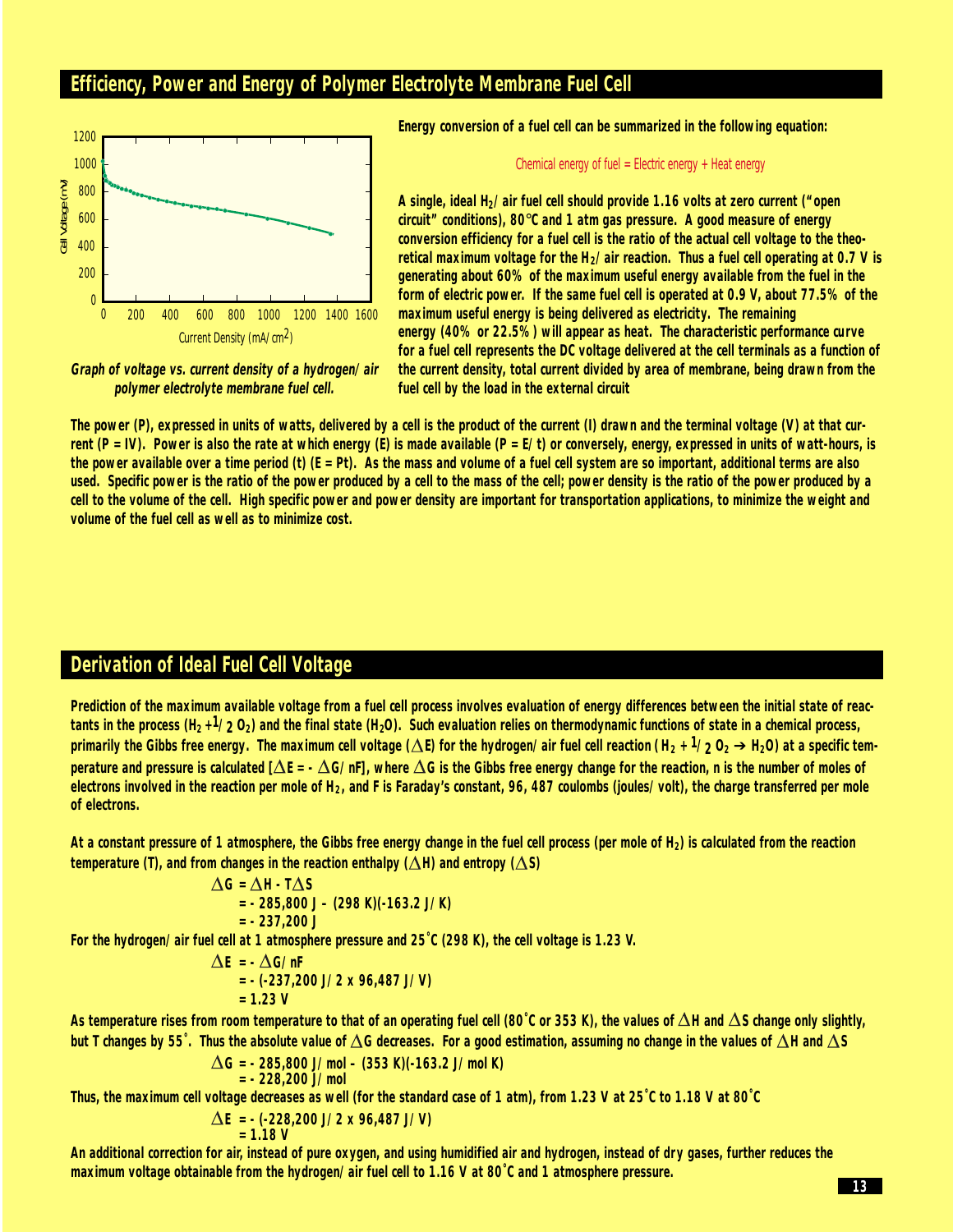## Efficiency, Power and Energy of Polymer Electrolyte Membrane Fuel Cell

1200
1000
800
600
400
200
0
Cell Voltage (mV)
0 200 400 600 800 1000 1200 1400 1600
Current Density (mA/cm$^2$)

***Graph of voltage vs. current density of a hydrogen/air polymer electrolyte membrane fuel cell.***

**Energy conversion of a fuel cell can be summarized in the following equation:**

Chemical energy of fuel = Electric energy + Heat energy

**A single, ideal $H_2$/air fuel cell should provide 1.16 volts at zero current ("open circuit" conditions), 80°C and 1 atm gas pressure. A good measure of energy conversion efficiency for a fuel cell is the ratio of the actual cell voltage to the theoretical maximum voltage for the $H_2$/air reaction. Thus a fuel cell operating at 0.7 V is generating about 60% of the maximum useful energy available from the fuel in the form of electric power. If the same fuel cell is operated at 0.9 V, about 77.5% of the maximum useful energy is being delivered as electricity. The remaining energy (40% or 22.5%) will appear as heat. The characteristic performance curve for a fuel cell represents the DC voltage delivered at the cell terminals as a function of the current density, total current divided by area of membrane, being drawn from the fuel cell by the load in the external circuit**

**The power (P), expressed in units of watts, delivered by a cell is the product of the current (I) drawn and the terminal voltage (V) at that current (P = IV). Power is also the rate at which energy (E) is made available (P = E/t) or conversely, energy, expressed in units of watt-hours, is the power available over a time period (t) (E = Pt). As the mass and volume of a fuel cell system are so important, additional terms are also used. Specific power is the ratio of the power produced by a cell to the mass of the cell; power density is the ratio of the power produced by a cell to the volume of the cell. High specific power and power density are important for transportation applications, to minimize the weight and volume of the fuel cell as well as to minimize cost.**

## Derivation of Ideal Fuel Cell Voltage

**Prediction of the maximum available voltage from a fuel cell process involves evaluation of energy differences between the initial state of reactants in the process ($H_2 + {}^1/_2\, O_2$) and the final state ($H_2O$). Such evaluation relies on thermodynamic functions of state in a chemical process, primarily the Gibbs free energy. The maximum cell voltage ($\Delta E$) for the hydrogen/air fuel cell reaction ($H_2 + {}^1/_2\, O_2 \rightarrow H_2O$) at a specific temperature and pressure is calculated [$\Delta E = -\Delta G/nF$], where $\Delta G$ is the Gibbs free energy change for the reaction, n is the number of moles of electrons involved in the reaction per mole of $H_2$, and F is Faraday's constant, 96, 487 coulombs (joules/volt), the charge transferred per mole of electrons.**

**At a constant pressure of 1 atmosphere, the Gibbs free energy change in the fuel cell process (per mole of $H_2$) is calculated from the reaction temperature (T), and from changes in the reaction enthalpy ($\Delta H$) and entropy ($\Delta S$)**

$$\begin{aligned}\Delta G &= \Delta H - T\Delta S \\ &= -285{,}800\ \text{J} - (298\ \text{K})(-163.2\ \text{J/K}) \\ &= -237{,}200\ \text{J}\end{aligned}$$

**For the hydrogen/air fuel cell at 1 atmosphere pressure and 25˚C (298 K), the cell voltage is 1.23 V.**

$$\begin{aligned}\Delta E &= -\Delta G/nF \\ &= -(-237{,}200\ \text{J}/2 \times 96{,}487\ \text{J/V}) \\ &= 1.23\ \text{V}\end{aligned}$$

**As temperature rises from room temperature to that of an operating fuel cell (80˚C or 353 K), the values of $\Delta H$ and $\Delta S$ change only slightly, but T changes by 55˚. Thus the absolute value of $\Delta G$ decreases. For a good estimation, assuming no change in the values of $\Delta H$ and $\Delta S$**

$$\begin{aligned}\Delta G &= -285{,}800\ \text{J/mol} - (353\ \text{K})(-163.2\ \text{J/mol K}) \\ &= -228{,}200\ \text{J/mol}\end{aligned}$$

**Thus, the maximum cell voltage decreases as well (for the standard case of 1 atm), from 1.23 V at 25˚C to 1.18 V at 80˚C**

$$\begin{aligned}\Delta E &= -(-228{,}200\ \text{J}/2 \times 96{,}487\ \text{J/V}) \\ &= 1.18\ \text{V}\end{aligned}$$

**An additional correction for air, instead of pure oxygen, and using humidified air and hydrogen, instead of dry gases, further reduces the maximum voltage obtainable from the hydrogen/air fuel cell to 1.16 V at 80˚C and 1 atmosphere pressure.**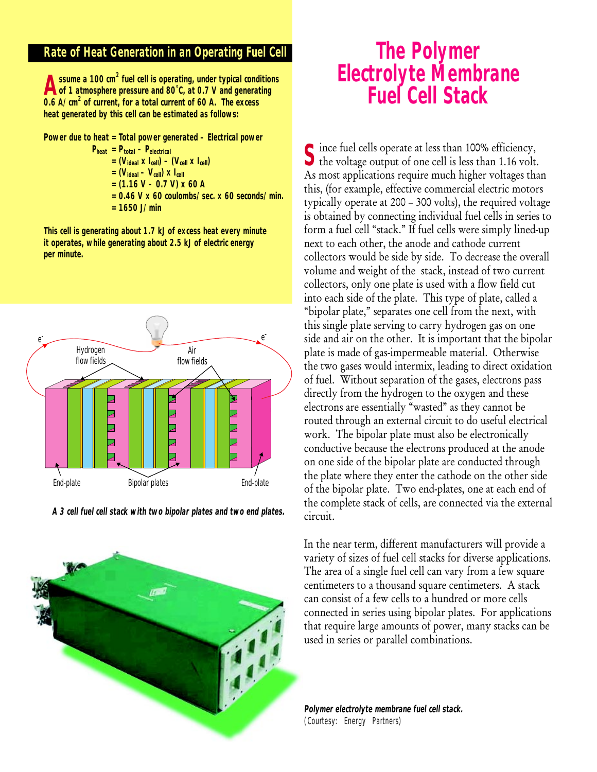## Rate of Heat Generation in an Operating Fuel Cell

**Assume a 100 $cm^2$ fuel cell is operating, under typical conditions of 1 atmosphere pressure and 80°C, at 0.7 V and generating 0.6 A/$cm^2$ of current, for a total current of 60 A. The excess heat generated by this cell can be estimated as follows:**

**Power due to heat = Total power generated – Electrical power**

$$
\begin{aligned}
P_{heat} &= P_{total} - P_{electrical} \\
&= (V_{ideal} \times I_{cell}) - (V_{cell} \times I_{cell}) \\
&= (V_{ideal} - V_{cell}) \times I_{cell} \\
&= (1.16\ V - 0.7\ V) \times 60\ A \\
&= 0.46\ V \times 60\ coulombs/sec. \times 60\ seconds/min. \\
&= 1650\ J/min
\end{aligned}
$$

**This cell is generating about 1.7 kJ of excess heat every minute it operates, while generating about 2.5 kJ of electric energy per minute.**

e⁻
Hydrogen flow fields
Air flow fields
e⁻
End-plate
Bipolar plates
End-plate

***A 3 cell fuel cell stack with two bipolar plates and two end plates.***

***Polymer electrolyte membrane fuel cell stack.***
(Courtesy: Energy Partners)

# The Polymer Electrolyte Membrane Fuel Cell Stack

Since fuel cells operate at less than 100% efficiency, the voltage output of one cell is less than 1.16 volt. As most applications require much higher voltages than this, (for example, effective commercial electric motors typically operate at 200 – 300 volts), the required voltage is obtained by connecting individual fuel cells in series to form a fuel cell "stack." If fuel cells were simply lined-up next to each other, the anode and cathode current collectors would be side by side. To decrease the overall volume and weight of the stack, instead of two current collectors, only one plate is used with a flow field cut into each side of the plate. This type of plate, called a "bipolar plate," separates one cell from the next, with this single plate serving to carry hydrogen gas on one side and air on the other. It is important that the bipolar plate is made of gas-impermeable material. Otherwise the two gases would intermix, leading to direct oxidation of fuel. Without separation of the gases, electrons pass directly from the hydrogen to the oxygen and these electrons are essentially "wasted" as they cannot be routed through an external circuit to do useful electrical work. The bipolar plate must also be electronically conductive because the electrons produced at the anode on one side of the bipolar plate are conducted through the plate where they enter the cathode on the other side of the bipolar plate. Two end-plates, one at each end of the complete stack of cells, are connected via the external circuit.

In the near term, different manufacturers will provide a variety of sizes of fuel cell stacks for diverse applications. The area of a single fuel cell can vary from a few square centimeters to a thousand square centimeters. A stack can consist of a few cells to a hundred or more cells connected in series using bipolar plates. For applications that require large amounts of power, many stacks can be used in series or parallel combinations.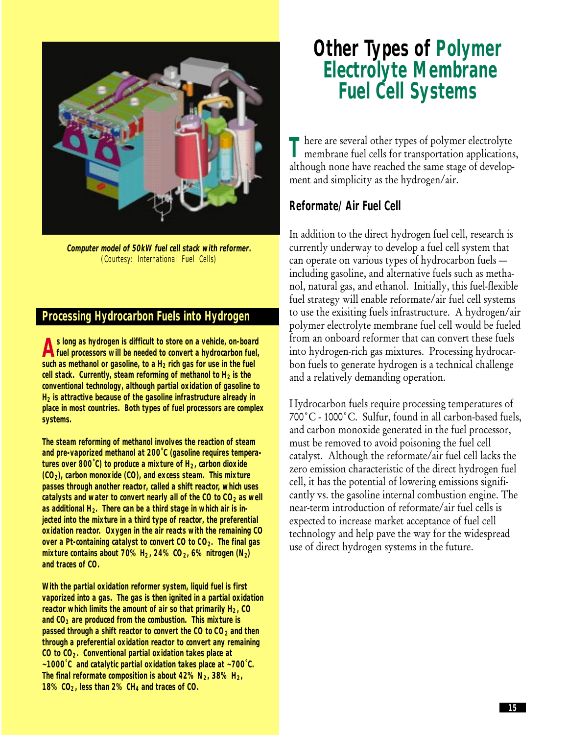*Computer model of 50kW fuel cell stack with reformer.*
(Courtesy: International Fuel Cells)

## Processing Hydrocarbon Fuels into Hydrogen

**As long as hydrogen is difficult to store on a vehicle, on-board fuel processors will be needed to convert a hydrocarbon fuel, such as methanol or gasoline, to a $H_2$ rich gas for use in the fuel cell stack. Currently, steam reforming of methanol to $H_2$ is the conventional technology, although partial oxidation of gasoline to $H_2$ is attractive because of the gasoline infrastructure already in place in most countries. Both types of fuel processors are complex systems.**

**The steam reforming of methanol involves the reaction of steam and pre-vaporized methanol at 200˚C (gasoline requires temperatures over 800˚C) to produce a mixture of $H_2$, carbon dioxide ($CO_2$), carbon monoxide (CO), and excess steam. This mixture passes through another reactor, called a shift reactor, which uses catalysts and water to convert nearly all of the CO to $CO_2$ as well as additional $H_2$. There can be a third stage in which air is injected into the mixture in a third type of reactor, the preferential oxidation reactor. Oxygen in the air reacts with the remaining CO over a Pt-containing catalyst to convert CO to $CO_2$. The final gas mixture contains about 70% $H_2$, 24% $CO_2$, 6% nitrogen ($N_2$) and traces of CO.**

**With the partial oxidation reformer system, liquid fuel is first vaporized into a gas. The gas is then ignited in a partial oxidation reactor which limits the amount of air so that primarily $H_2$, CO and $CO_2$ are produced from the combustion. This mixture is passed through a shift reactor to convert the CO to $CO_2$ and then through a preferential oxidation reactor to convert any remaining CO to $CO_2$. Conventional partial oxidation takes place at ~1000˚C and catalytic partial oxidation takes place at ~700˚C. The final reformate composition is about 42% $N_2$, 38% $H_2$, 18% $CO_2$, less than 2% $CH_4$ and traces of CO.**

# Other Types of Polymer Electrolyte Membrane Fuel Cell Systems

There are several other types of polymer electrolyte membrane fuel cells for transportation applications, although none have reached the same stage of development and simplicity as the hydrogen/air.

## Reformate/Air Fuel Cell

In addition to the direct hydrogen fuel cell, research is currently underway to develop a fuel cell system that can operate on various types of hydrocarbon fuels — including gasoline, and alternative fuels such as methanol, natural gas, and ethanol. Initially, this fuel-flexible fuel strategy will enable reformate/air fuel cell systems to use the exisiting fuels infrastructure. A hydrogen/air polymer electrolyte membrane fuel cell would be fueled from an onboard reformer that can convert these fuels into hydrogen-rich gas mixtures. Processing hydrocarbon fuels to generate hydrogen is a technical challenge and a relatively demanding operation.

Hydrocarbon fuels require processing temperatures of 700˚C - 1000˚C. Sulfur, found in all carbon-based fuels, and carbon monoxide generated in the fuel processor, must be removed to avoid poisoning the fuel cell catalyst. Although the reformate/air fuel cell lacks the zero emission characteristic of the direct hydrogen fuel cell, it has the potential of lowering emissions significantly vs. the gasoline internal combustion engine. The near-term introduction of reformate/air fuel cells is expected to increase market acceptance of fuel cell technology and help pave the way for the widespread use of direct hydrogen systems in the future.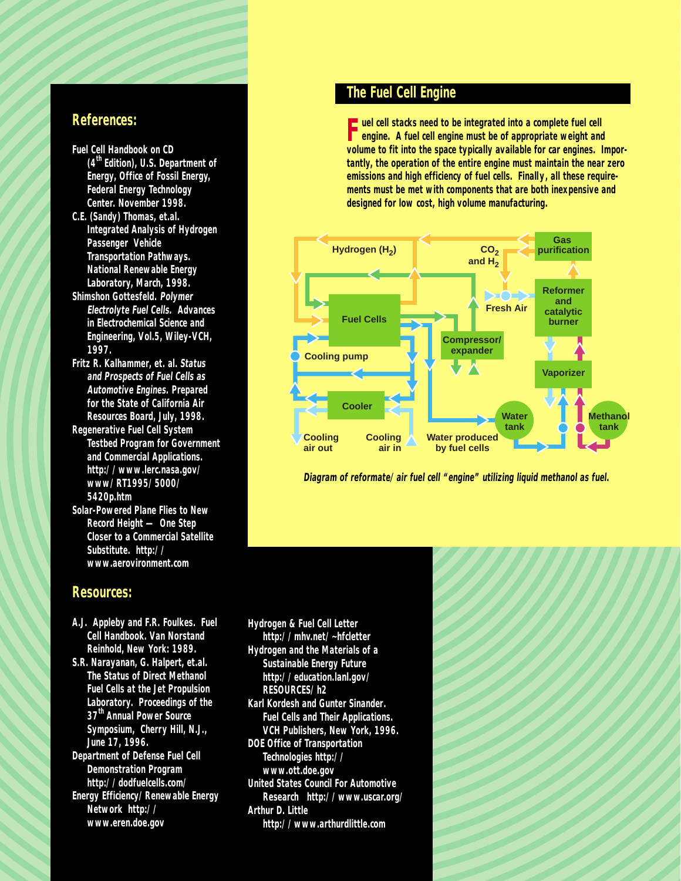## The Fuel Cell Engine

Fuel cell stacks need to be integrated into a complete fuel cell engine. A fuel cell engine must be of appropriate weight and volume to fit into the space typically available for car engines. Importantly, the operation of the entire engine must maintain the near zero emissions and high efficiency of fuel cells. Finally, all these requirements must be met with components that are both inexpensive and designed for low cost, high volume manufacturing.

Hydrogen ($H_2$)

$CO_2$ and $H_2$

Gas purification

Fuel Cells

Fresh Air

Reformer and catalytic burner

Compressor/ expander

Cooling pump

Vaporizer

Cooler

Water tank

Methanol tank

Cooling air out

Cooling air in

Water produced by fuel cells

*Diagram of reformate/air fuel cell "engine" utilizing liquid methanol as fuel.*

## References:

- Fuel Cell Handbook on CD (4th Edition), U.S. Department of Energy, Office of Fossil Energy, Federal Energy Technology Center. November 1998.
- C.E. (Sandy) Thomas, et.al. Integrated Analysis of Hydrogen Passenger Vehicle Transportation Pathways. National Renewable Energy Laboratory, March, 1998.
- Shimshon Gottesfeld. *Polymer Electrolyte Fuel Cells.* Advances in Electrochemical Science and Engineering, Vol.5, Wiley-VCH, 1997.
- Fritz R. Kalhammer, et. al. *Status and Prospects of Fuel Cells as Automotive Engines.* Prepared for the State of California Air Resources Board, July, 1998.
- Regenerative Fuel Cell System Testbed Program for Government and Commercial Applications. http://www.lerc.nasa.gov/www/RT1995/5000/5420p.htm
- Solar-Powered Plane Flies to New Record Height — One Step Closer to a Commercial Satellite Substitute. http://www.aerovironment.com

## Resources:

- A.J. Appleby and F.R. Foulkes. Fuel Cell Handbook. Van Norstand Reinhold, New York: 1989.
- S.R. Narayanan, G. Halpert, et.al. The Status of Direct Methanol Fuel Cells at the Jet Propulsion Laboratory. Proceedings of the 37th Annual Power Source Symposium, Cherry Hill, N.J., June 17, 1996.
- Department of Defense Fuel Cell Demonstration Program http://dodfuelcells.com/
- Energy Efficiency/Renewable Energy Network http://www.eren.doe.gov
- Hydrogen & Fuel Cell Letter http://mhv.net/~hfcletter
- Hydrogen and the Materials of a Sustainable Energy Future http://education.lanl.gov/RESOURCES/h2
- Karl Kordesh and Gunter Sinander. Fuel Cells and Their Applications. VCH Publishers, New York, 1996.
- DOE Office of Transportation Technologies http://www.ott.doe.gov
- United States Council For Automotive Research http://www.uscar.org/
- Arthur D. Little http://www.arthurdlittle.com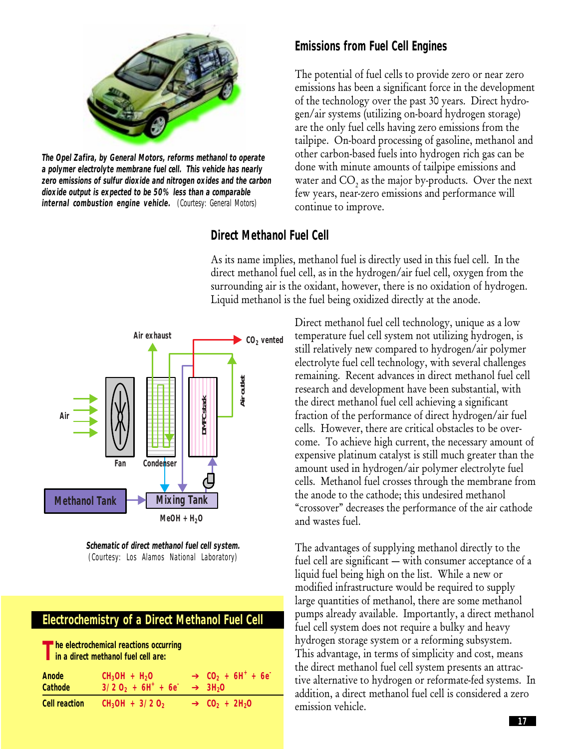*The Opel Zafira, by General Motors, reforms methanol to operate a polymer electrolyte membrane fuel cell. This vehicle has nearly zero emissions of sulfur dioxide and nitrogen oxides and the carbon dioxide output is expected to be 50% less than a comparable internal combustion engine vehicle.* (Courtesy: General Motors)

## Emissions from Fuel Cell Engines

The potential of fuel cells to provide zero or near zero emissions has been a significant force in the development of the technology over the past 30 years. Direct hydrogen/air systems (utilizing on-board hydrogen storage) are the only fuel cells having zero emissions from the tailpipe. On-board processing of gasoline, methanol and other carbon-based fuels into hydrogen rich gas can be done with minute amounts of tailpipe emissions and water and $CO_2$ as the major by-products. Over the next few years, near-zero emissions and performance will continue to improve.

## Direct Methanol Fuel Cell

As its name implies, methanol fuel is directly used in this fuel cell. In the direct methanol fuel cell, as in the hydrogen/air fuel cell, oxygen from the surrounding air is the oxidant, however, there is no oxidation of hydrogen. Liquid methanol is the fuel being oxidized directly at the anode.

Air exhaust

$CO_2$ vented

Air outlet

Air

Fan

Condenser

DMFC stack

Methanol Tank

Mixing Tank

MeOH + $H_2O$

*Schematic of direct methanol fuel cell system.* (Courtesy: Los Alamos National Laboratory)

Direct methanol fuel cell technology, unique as a low temperature fuel cell system not utilizing hydrogen, is still relatively new compared to hydrogen/air polymer electrolyte fuel cell technology, with several challenges remaining. Recent advances in direct methanol fuel cell research and development have been substantial, with the direct methanol fuel cell achieving a significant fraction of the performance of direct hydrogen/air fuel cells. However, there are critical obstacles to be overcome. To achieve high current, the necessary amount of expensive platinum catalyst is still much greater than the amount used in hydrogen/air polymer electrolyte fuel cells. Methanol fuel crosses through the membrane from the anode to the cathode; this undesired methanol "crossover" decreases the performance of the air cathode and wastes fuel.

The advantages of supplying methanol directly to the fuel cell are significant — with consumer acceptance of a liquid fuel being high on the list. While a new or modified infrastructure would be required to supply large quantities of methanol, there are some methanol pumps already available. Importantly, a direct methanol fuel cell system does not require a bulky and heavy hydrogen storage system or a reforming subsystem. This advantage, in terms of simplicity and cost, means the direct methanol fuel cell system presents an attractive alternative to hydrogen or reformate-fed systems. In addition, a direct methanol fuel cell is considered a zero emission vehicle.

### Electrochemistry of a Direct Methanol Fuel Cell

**The electrochemical reactions occurring in a direct methanol fuel cell are:**

| | | |
|---|---|---|
| Anode | $CH_3OH + H_2O$ | $\rightarrow CO_2 + 6H^+ + 6e^-$ |
| Cathode | $3/2\,O_2 + 6H^+ + 6e^-$ | $\rightarrow 3H_2O$ |
| Cell reaction | $CH_3OH + 3/2\,O_2$ | $\rightarrow CO_2 + 2H_2O$ |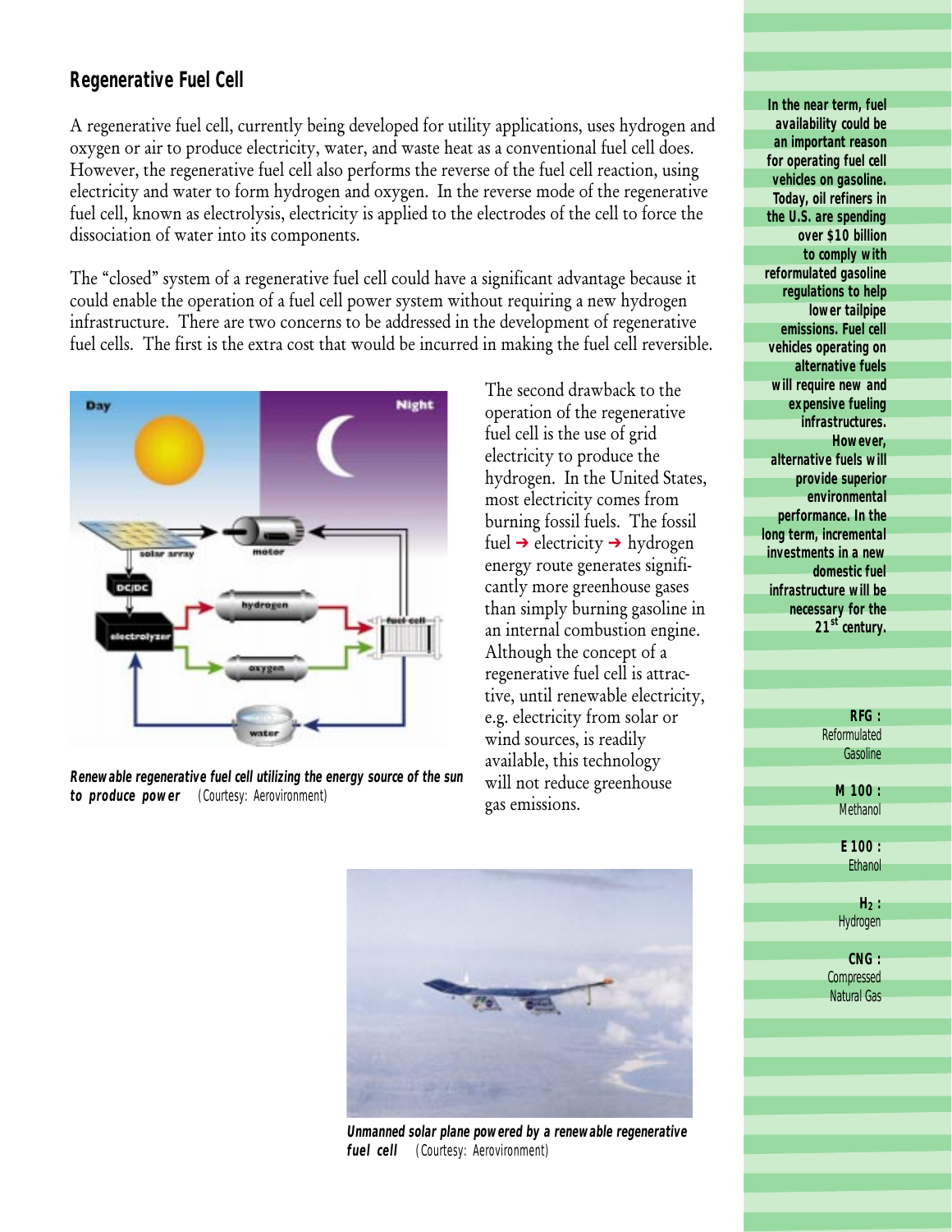## Regenerative Fuel Cell

A regenerative fuel cell, currently being developed for utility applications, uses hydrogen and oxygen or air to produce electricity, water, and waste heat as a conventional fuel cell does. However, the regenerative fuel cell also performs the reverse of the fuel cell reaction, using electricity and water to form hydrogen and oxygen. In the reverse mode of the regenerative fuel cell, known as electrolysis, electricity is applied to the electrodes of the cell to force the dissociation of water into its components.

The "closed" system of a regenerative fuel cell could have a significant advantage because it could enable the operation of a fuel cell power system without requiring a new hydrogen infrastructure. There are two concerns to be addressed in the development of regenerative fuel cells. The first is the extra cost that would be incurred in making the fuel cell reversible.

Day

Night

solar array

motor

DC/DC

electrolyzer

hydrogen

fuel cell

oxygen

water

***Renewable regenerative fuel cell utilizing the energy source of the sun to produce power*** (Courtesy: Aerovironment)

The second drawback to the operation of the regenerative fuel cell is the use of grid electricity to produce the hydrogen. In the United States, most electricity comes from burning fossil fuels. The fossil fuel ➔ electricity ➔ hydrogen energy route generates significantly more greenhouse gases than simply burning gasoline in an internal combustion engine. Although the concept of a regenerative fuel cell is attractive, until renewable electricity, e.g. electricity from solar or wind sources, is readily available, this technology will not reduce greenhouse gas emissions.

***Unmanned solar plane powered by a renewable regenerative fuel cell*** (Courtesy: Aerovironment)

**In the near term, fuel availability could be an important reason for operating fuel cell vehicles on gasoline. Today, oil refiners in the U.S. are spending over $10 billion to comply with reformulated gasoline regulations to help lower tailpipe emissions. Fuel cell vehicles operating on alternative fuels will require new and expensive fueling infrastructures. However, alternative fuels will provide superior environmental performance. In the long term, incremental investments in a new domestic fuel infrastructure will be necessary for the 21st century.**

**RFG :** Reformulated Gasoline

**M 100 :** Methanol

**E 100 :** Ethanol

**$H_2$ :** Hydrogen

**CNG :** Compressed Natural Gas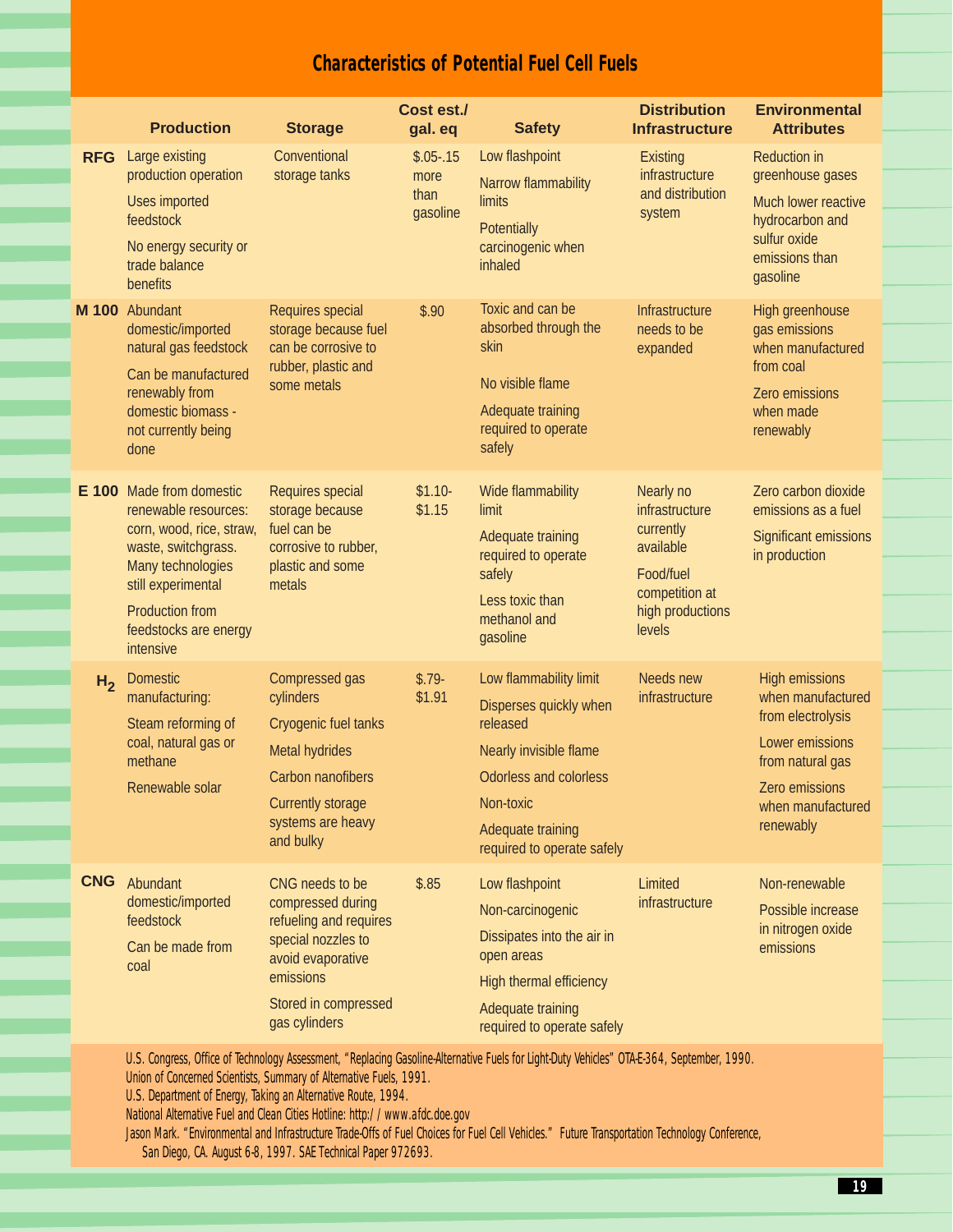## Characteristics of Potential Fuel Cell Fuels

| | Production | Storage | Cost est./ gal. eq | Safety | Distribution Infrastructure | Environmental Attributes |
|---|---|---|---|---|---|---|
| **RFG** | Large existing production operation<br>Uses imported feedstock<br>No energy security or trade balance benefits | Conventional storage tanks | $.05-.15 more than gasoline | Low flashpoint<br>Narrow flammability limits<br>Potentially carcinogenic when inhaled | Existing infrastructure and distribution system | Reduction in greenhouse gases<br>Much lower reactive hydrocarbon and sulfur oxide emissions than gasoline |
| **M 100** | Abundant domestic/imported natural gas feedstock<br>Can be manufactured renewably from domestic biomass - not currently being done | Requires special storage because fuel can be corrosive to rubber, plastic and some metals | $.90 | Toxic and can be absorbed through the skin<br>No visible flame<br>Adequate training required to operate safely | Infrastructure needs to be expanded | High greenhouse gas emissions when manufactured from coal<br>Zero emissions when made renewably |
| **E 100** | Made from domestic renewable resources: corn, wood, rice, straw, waste, switchgrass. Many technologies still experimental<br>Production from feedstocks are energy intensive | Requires special storage because fuel can be corrosive to rubber, plastic and some metals | $1.10-$1.15 | Wide flammability limit<br>Adequate training required to operate safely<br>Less toxic than methanol and gasoline | Nearly no infrastructure currently available<br>Food/fuel competition at high productions levels | Zero carbon dioxide emissions as a fuel<br>Significant emissions in production |
| **$H_2$** | Domestic manufacturing:<br>Steam reforming of coal, natural gas or methane<br>Renewable solar | Compressed gas cylinders<br>Cryogenic fuel tanks<br>Metal hydrides<br>Carbon nanofibers<br>Currently storage systems are heavy and bulky | $.79-$1.91 | Low flammability limit<br>Disperses quickly when released<br>Nearly invisible flame<br>Odorless and colorless<br>Non-toxic<br>Adequate training required to operate safely | Needs new infrastructure | High emissions when manufactured from electrolysis<br>Lower emissions from natural gas<br>Zero emissions when manufactured renewably |
| **CNG** | Abundant domestic/imported feedstock<br>Can be made from coal | CNG needs to be compressed during refueling and requires special nozzles to avoid evaporative emissions<br>Stored in compressed gas cylinders | $.85 | Low flashpoint<br>Non-carcinogenic<br>Dissipates into the air in open areas<br>High thermal efficiency<br>Adequate training required to operate safely | Limited infrastructure | Non-renewable<br>Possible increase in nitrogen oxide emissions |

U.S. Congress, Office of Technology Assessment, "Replacing Gasoline-Alternative Fuels for Light-Duty Vehicles" OTA-E-364, September, 1990.
Union of Concerned Scientists, Summary of Alternative Fuels, 1991.
U.S. Department of Energy, Taking an Alternative Route, 1994.
National Alternative Fuel and Clean Cities Hotline: http:/ / www.afdc.doe.gov
Jason Mark. "Environmental and Infrastructure Trade-Offs of Fuel Choices for Fuel Cell Vehicles." Future Transportation Technology Conference, San Diego, CA. August 6-8, 1997. SAE Technical Paper 972693.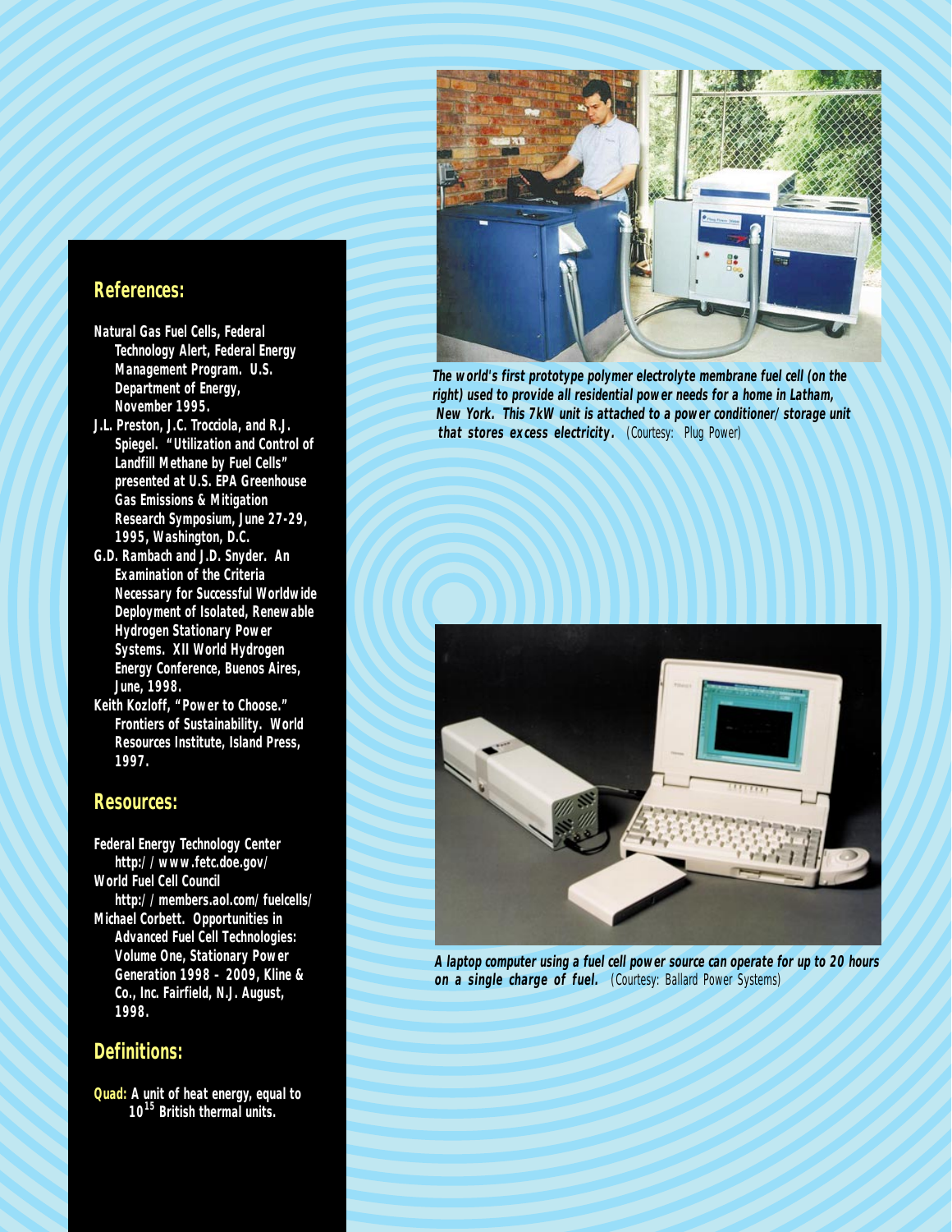## References:

Natural Gas Fuel Cells, Federal Technology Alert, Federal Energy Management Program. U.S. Department of Energy, November 1995.

J.L. Preston, J.C. Trocciola, and R.J. Spiegel. "Utilization and Control of Landfill Methane by Fuel Cells" presented at U.S. EPA Greenhouse Gas Emissions & Mitigation Research Symposium, June 27-29, 1995, Washington, D.C.

G.D. Rambach and J.D. Snyder. An Examination of the Criteria Necessary for Successful Worldwide Deployment of Isolated, Renewable Hydrogen Stationary Power Systems. XII World Hydrogen Energy Conference, Buenos Aires, June, 1998.

Keith Kozloff, "Power to Choose." Frontiers of Sustainability. World Resources Institute, Island Press, 1997.

## Resources:

Federal Energy Technology Center
http://www.fetc.doe.gov/

World Fuel Cell Council
http://members.aol.com/fuelcells/

Michael Corbett. Opportunities in Advanced Fuel Cell Technologies: Volume One, Stationary Power Generation 1998 - 2009, Kline & Co., Inc. Fairfield, N.J. August, 1998.

## Definitions:

**Quad:** A unit of heat energy, equal to $10^{15}$ British thermal units.

***The world's first prototype polymer electrolyte membrane fuel cell (on the right) used to provide all residential power needs for a home in Latham, New York. This 7kW unit is attached to a power conditioner/storage unit that stores excess electricity.*** (Courtesy: Plug Power)

***A laptop computer using a fuel cell power source can operate for up to 20 hours on a single charge of fuel.*** (Courtesy: Ballard Power Systems)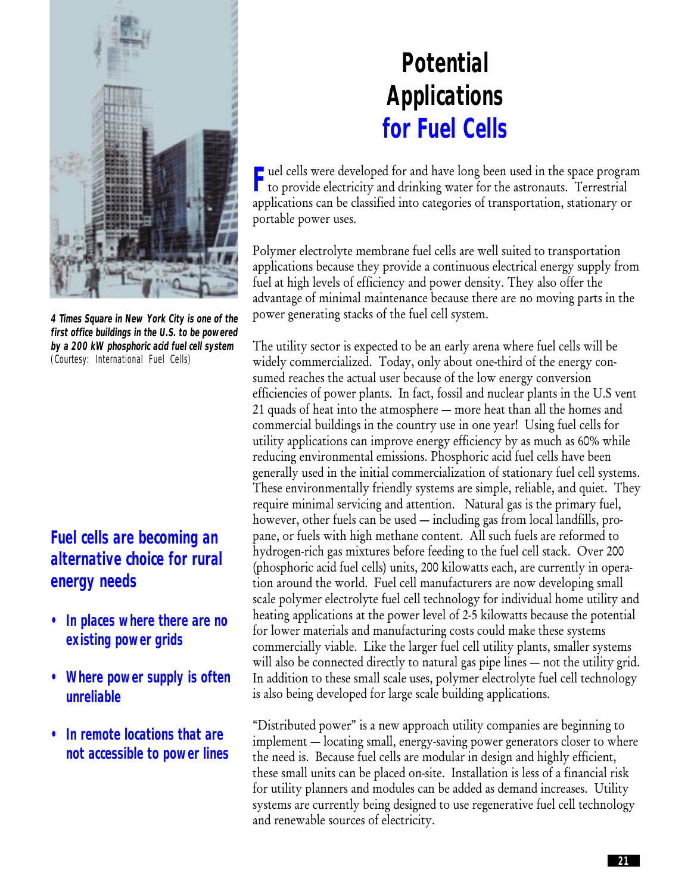4 Times Square in New York City is one of the first office buildings in the U.S. to be powered by a 200 kW phosphoric acid fuel cell system (Courtesy: International Fuel Cells)

# Potential Applications for Fuel Cells

Fuel cells were developed for and have long been used in the space program to provide electricity and drinking water for the astronauts. Terrestrial applications can be classified into categories of transportation, stationary or portable power uses.

Polymer electrolyte membrane fuel cells are well suited to transportation applications because they provide a continuous electrical energy supply from fuel at high levels of efficiency and power density. They also offer the advantage of minimal maintenance because there are no moving parts in the power generating stacks of the fuel cell system.

The utility sector is expected to be an early arena where fuel cells will be widely commercialized. Today, only about one-third of the energy consumed reaches the actual user because of the low energy conversion efficiencies of power plants. In fact, fossil and nuclear plants in the U.S vent 21 quads of heat into the atmosphere — more heat than all the homes and commercial buildings in the country use in one year! Using fuel cells for utility applications can improve energy efficiency by as much as 60% while reducing environmental emissions. Phosphoric acid fuel cells have been generally used in the initial commercialization of stationary fuel cell systems. These environmentally friendly systems are simple, reliable, and quiet. They require minimal servicing and attention. Natural gas is the primary fuel, however, other fuels can be used — including gas from local landfills, propane, or fuels with high methane content. All such fuels are reformed to hydrogen-rich gas mixtures before feeding to the fuel cell stack. Over 200 (phosphoric acid fuel cells) units, 200 kilowatts each, are currently in operation around the world. Fuel cell manufacturers are now developing small scale polymer electrolyte fuel cell technology for individual home utility and heating applications at the power level of 2-5 kilowatts because the potential for lower materials and manufacturing costs could make these systems commercially viable. Like the larger fuel cell utility plants, smaller systems will also be connected directly to natural gas pipe lines — not the utility grid. In addition to these small scale uses, polymer electrolyte fuel cell technology is also being developed for large scale building applications.

"Distributed power" is a new approach utility companies are beginning to implement — locating small, energy-saving power generators closer to where the need is. Because fuel cells are modular in design and highly efficient, these small units can be placed on-site. Installation is less of a financial risk for utility planners and modules can be added as demand increases. Utility systems are currently being designed to use regenerative fuel cell technology and renewable sources of electricity.

**Fuel cells are becoming an alternative choice for rural energy needs**

- **In places where there are no existing power grids**
- **Where power supply is often unreliable**
- **In remote locations that are not accessible to power lines**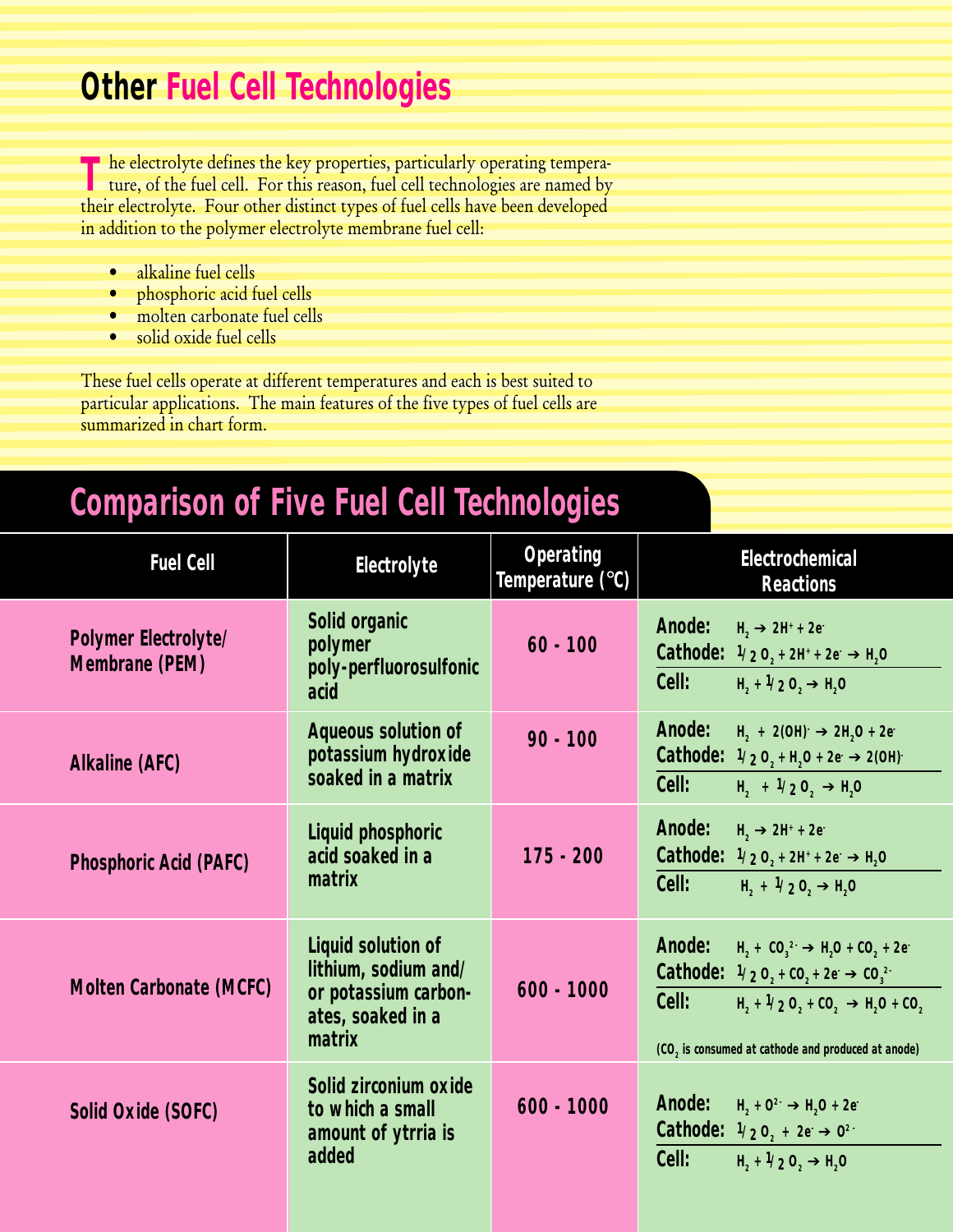# Other Fuel Cell Technologies

The electrolyte defines the key properties, particularly operating temperature, of the fuel cell. For this reason, fuel cell technologies are named by their electrolyte. Four other distinct types of fuel cells have been developed in addition to the polymer electrolyte membrane fuel cell:

- alkaline fuel cells
- phosphoric acid fuel cells
- molten carbonate fuel cells
- solid oxide fuel cells

These fuel cells operate at different temperatures and each is best suited to particular applications. The main features of the five types of fuel cells are summarized in chart form.

## Comparison of Five Fuel Cell Technologies

| Fuel Cell | Electrolyte | Operating Temperature (°C) | Electrochemical Reactions |
|---|---|---|---|
| Polymer Electrolyte/ Membrane (PEM) | Solid organic polymer poly-perfluorosulfonic acid | 60 - 100 | Anode: $H_2 \rightarrow 2H^+ + 2e^-$<br>Cathode: $\frac{1}{2} O_2 + 2H^+ + 2e^- \rightarrow H_2O$<br>Cell: $H_2 + \frac{1}{2} O_2 \rightarrow H_2O$ |
| Alkaline (AFC) | Aqueous solution of potassium hydroxide soaked in a matrix | 90 - 100 | Anode: $H_2 + 2(OH)^- \rightarrow 2H_2O + 2e^-$<br>Cathode: $\frac{1}{2} O_2 + H_2O + 2e^- \rightarrow 2(OH)^-$<br>Cell: $H_2 + \frac{1}{2} O_2 \rightarrow H_2O$ |
| Phosphoric Acid (PAFC) | Liquid phosphoric acid soaked in a matrix | 175 - 200 | Anode: $H_2 \rightarrow 2H^+ + 2e^-$<br>Cathode: $\frac{1}{2} O_2 + 2H^+ + 2e^- \rightarrow H_2O$<br>Cell: $H_2 + \frac{1}{2} O_2 \rightarrow H_2O$ |
| Molten Carbonate (MCFC) | Liquid solution of lithium, sodium and/ or potassium carbonates, soaked in a matrix | 600 - 1000 | Anode: $H_2 + CO_3^{2-} \rightarrow H_2O + CO_2 + 2e^-$<br>Cathode: $\frac{1}{2} O_2 + CO_2 + 2e^- \rightarrow CO_3^{2-}$<br>Cell: $H_2 + \frac{1}{2} O_2 + CO_2 \rightarrow H_2O + CO_2$<br>($CO_2$ is consumed at cathode and produced at anode) |
| Solid Oxide (SOFC) | Solid zirconium oxide to which a small amount of ytrria is added | 600 - 1000 | Anode: $H_2 + O^{2-} \rightarrow H_2O + 2e^-$<br>Cathode: $\frac{1}{2} O_2 + 2e^- \rightarrow O^{2-}$<br>Cell: $H_2 + \frac{1}{2} O_2 \rightarrow H_2O$ |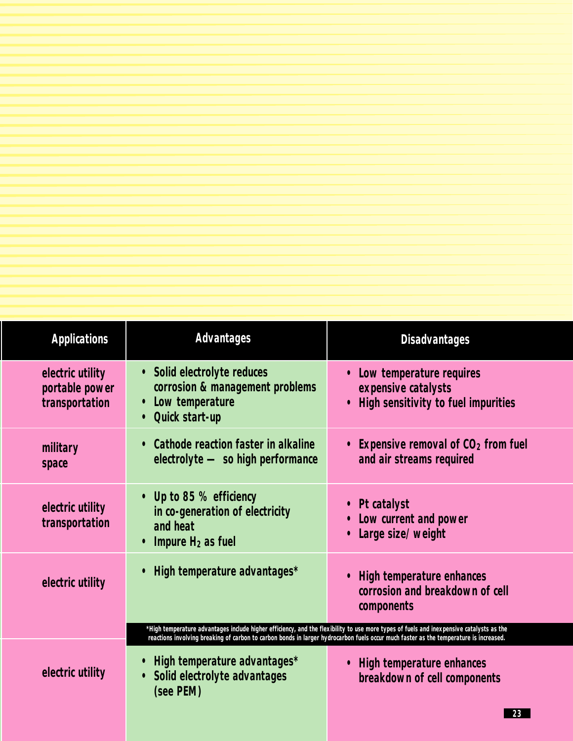| Applications | Advantages | Disadvantages |
|---|---|---|
| electric utility<br>portable power<br>transportation | • Solid electrolyte reduces corrosion & management problems<br>• Low temperature<br>• Quick start-up | • Low temperature requires expensive catalysts<br>• High sensitivity to fuel impurities |
| military<br>space | • Cathode reaction faster in alkaline electrolyte — so high performance | • Expensive removal of $CO_2$ from fuel and air streams required |
| electric utility<br>transportation | • Up to 85 % efficiency in co-generation of electricity and heat<br>• Impure $H_2$ as fuel | • Pt catalyst<br>• Low current and power<br>• Large size/weight |
| electric utility | • High temperature advantages* | • High temperature enhances corrosion and breakdown of cell components |
| electric utility | • High temperature advantages*<br>• Solid electrolyte advantages (see PEM) | • High temperature enhances breakdown of cell components |

*High temperature advantages include higher efficiency, and the flexibility to use more types of fuels and inexpensive catalysts as the reactions involving breaking of carbon to carbon bonds in larger hydrocarbon fuels occur much faster as the temperature is increased.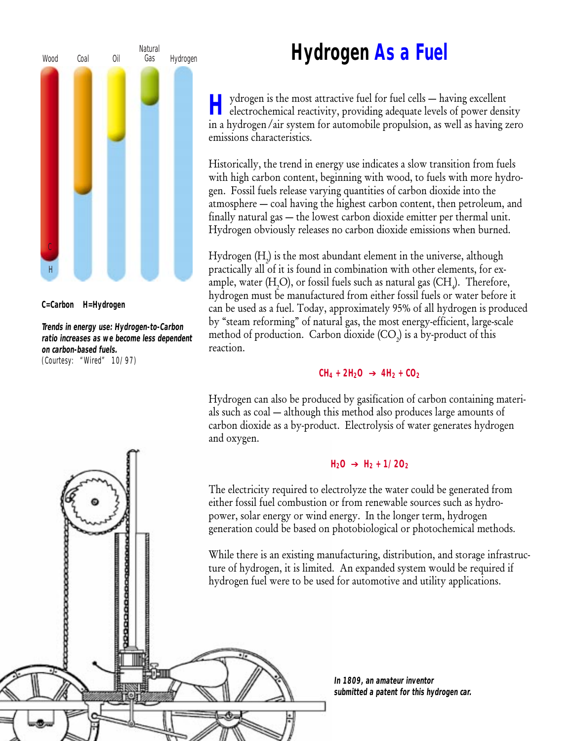Wood Coal Oil Natural Gas Hydrogen

C

H

**C=Carbon H=Hydrogen**

***Trends in energy use: Hydrogen-to-Carbon ratio increases as we become less dependent on carbon-based fuels.***
(Courtesy: "Wired" 10/97)

# Hydrogen As a Fuel

Hydrogen is the most attractive fuel for fuel cells — having excellent electrochemical reactivity, providing adequate levels of power density in a hydrogen/air system for automobile propulsion, as well as having zero emissions characteristics.

Historically, the trend in energy use indicates a slow transition from fuels with high carbon content, beginning with wood, to fuels with more hydrogen. Fossil fuels release varying quantities of carbon dioxide into the atmosphere — coal having the highest carbon content, then petroleum, and finally natural gas — the lowest carbon dioxide emitter per thermal unit. Hydrogen obviously releases no carbon dioxide emissions when burned.

Hydrogen ($H_2$) is the most abundant element in the universe, although practically all of it is found in combination with other elements, for example, water ($H_2O$), or fossil fuels such as natural gas ($CH_4$). Therefore, hydrogen must be manufactured from either fossil fuels or water before it can be used as a fuel. Today, approximately 95% of all hydrogen is produced by "steam reforming" of natural gas, the most energy-efficient, large-scale method of production. Carbon dioxide ($CO_2$) is a by-product of this reaction.

$$CH_4 + 2H_2O \rightarrow 4H_2 + CO_2$$

Hydrogen can also be produced by gasification of carbon containing materials such as coal — although this method also produces large amounts of carbon dioxide as a by-product. Electrolysis of water generates hydrogen and oxygen.

$$H_2O \rightarrow H_2 + 1/2O_2$$

The electricity required to electrolyze the water could be generated from either fossil fuel combustion or from renewable sources such as hydropower, solar energy or wind energy. In the longer term, hydrogen generation could be based on photobiological or photochemical methods.

While there is an existing manufacturing, distribution, and storage infrastructure of hydrogen, it is limited. An expanded system would be required if hydrogen fuel were to be used for automotive and utility applications.

***In 1809, an amateur inventor submitted a patent for this hydrogen car.***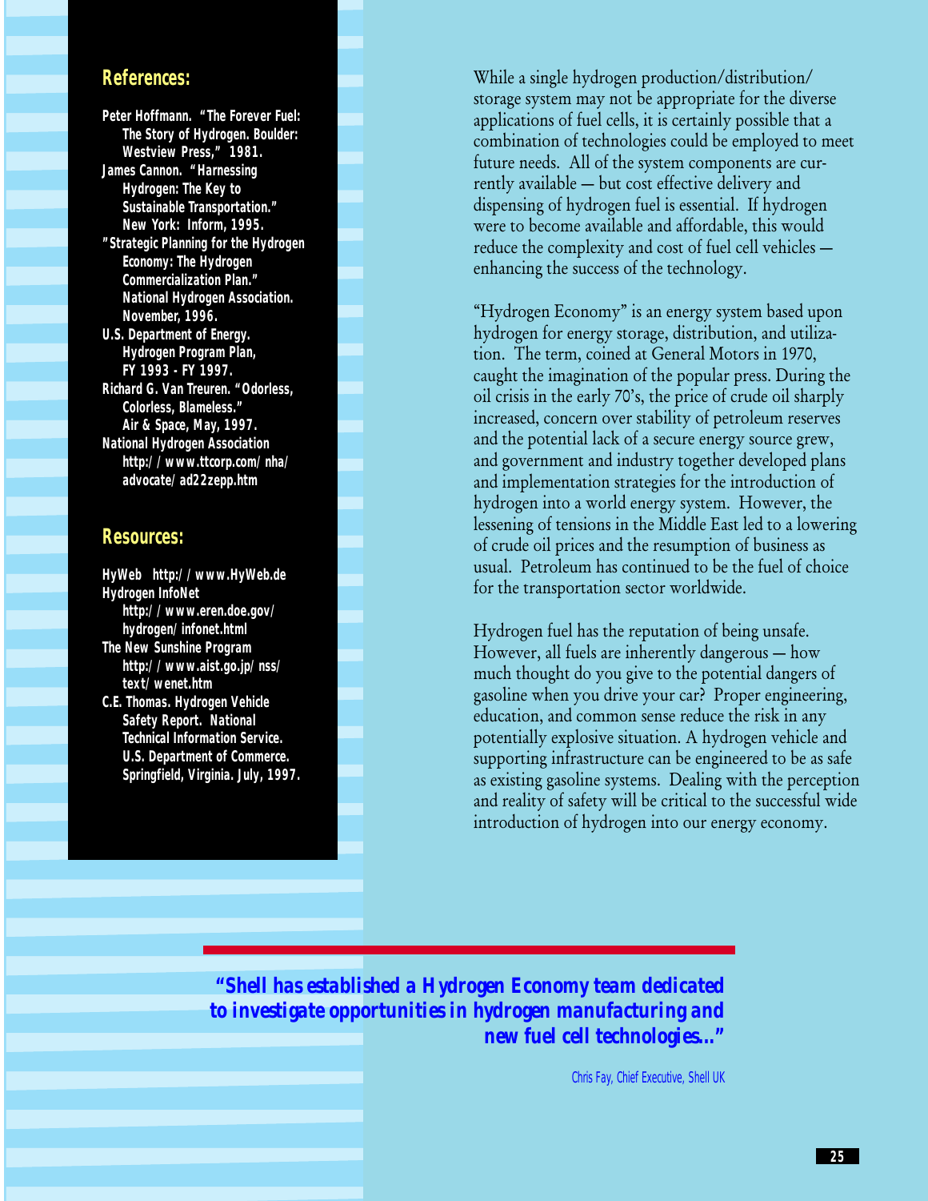## References:

Peter Hoffmann. "The Forever Fuel: The Story of Hydrogen. Boulder: Westview Press," 1981.

James Cannon. "Harnessing Hydrogen: The Key to Sustainable Transportation." New York: Inform, 1995.

"Strategic Planning for the Hydrogen Economy: The Hydrogen Commercialization Plan." National Hydrogen Association. November, 1996.

U.S. Department of Energy. Hydrogen Program Plan, FY 1993 - FY 1997.

Richard G. Van Treuren. "Odorless, Colorless, Blameless." Air & Space, May, 1997.

National Hydrogen Association http://www.ttcorp.com/nha/advocate/ad22zepp.htm

## Resources:

HyWeb http://www.HyWeb.de

Hydrogen InfoNet http://www.eren.doe.gov/hydrogen/infonet.html

The New Sunshine Program http://www.aist.go.jp/nss/text/wenet.htm

C.E. Thomas. Hydrogen Vehicle Safety Report. National Technical Information Service. U.S. Department of Commerce. Springfield, Virginia. July, 1997.

While a single hydrogen production/distribution/storage system may not be appropriate for the diverse applications of fuel cells, it is certainly possible that a combination of technologies could be employed to meet future needs. All of the system components are currently available — but cost effective delivery and dispensing of hydrogen fuel is essential. If hydrogen were to become available and affordable, this would reduce the complexity and cost of fuel cell vehicles — enhancing the success of the technology.

"Hydrogen Economy" is an energy system based upon hydrogen for energy storage, distribution, and utilization. The term, coined at General Motors in 1970, caught the imagination of the popular press. During the oil crisis in the early 70's, the price of crude oil sharply increased, concern over stability of petroleum reserves and the potential lack of a secure energy source grew, and government and industry together developed plans and implementation strategies for the introduction of hydrogen into a world energy system. However, the lessening of tensions in the Middle East led to a lowering of crude oil prices and the resumption of business as usual. Petroleum has continued to be the fuel of choice for the transportation sector worldwide.

Hydrogen fuel has the reputation of being unsafe. However, all fuels are inherently dangerous — how much thought do you give to the potential dangers of gasoline when you drive your car? Proper engineering, education, and common sense reduce the risk in any potentially explosive situation. A hydrogen vehicle and supporting infrastructure can be engineered to be as safe as existing gasoline systems. Dealing with the perception and reality of safety will be critical to the successful wide introduction of hydrogen into our energy economy.

***"Shell has established a Hydrogen Economy team dedicated to investigate opportunities in hydrogen manufacturing and new fuel cell technologies..."***

Chris Fay, Chief Executive, Shell UK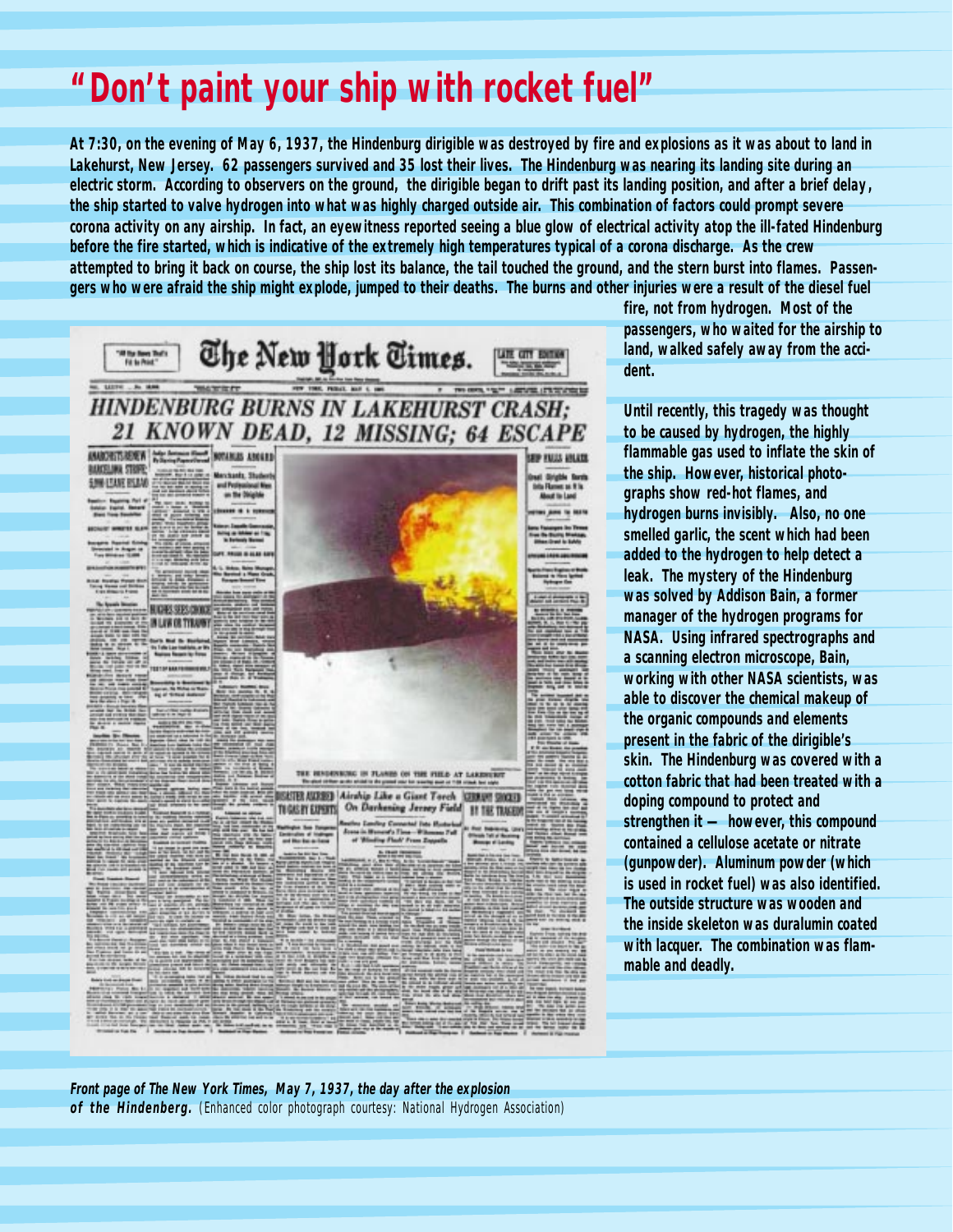# "Don't paint your ship with rocket fuel"

**At 7:30, on the evening of May 6, 1937, the Hindenburg dirigible was destroyed by fire and explosions as it was about to land in Lakehurst, New Jersey. 62 passengers survived and 35 lost their lives. The Hindenburg was nearing its landing site during an electric storm. According to observers on the ground, the dirigible began to drift past its landing position, and after a brief delay, the ship started to valve hydrogen into what was highly charged outside air. This combination of factors could prompt severe corona activity on any airship. In fact, an eyewitness reported seeing a blue glow of electrical activity atop the ill-fated Hindenburg before the fire started, which is indicative of the extremely high temperatures typical of a corona discharge. As the crew attempted to bring it back on course, the ship lost its balance, the tail touched the ground, and the stern burst into flames. Passengers who were afraid the ship might explode, jumped to their deaths. The burns and other injuries were a result of the diesel fuel fire, not from hydrogen. Most of the passengers, who waited for the airship to land, walked safely away from the accident.**

**Until recently, this tragedy was thought to be caused by hydrogen, the highly flammable gas used to inflate the skin of the ship. However, historical photographs show red-hot flames, and hydrogen burns invisibly. Also, no one smelled garlic, the scent which had been added to the hydrogen to help detect a leak. The mystery of the Hindenburg was solved by Addison Bain, a former manager of the hydrogen programs for NASA. Using infrared spectrographs and a scanning electron microscope, Bain, working with other NASA scientists, was able to discover the chemical makeup of the organic compounds and elements present in the fabric of the dirigible's skin. The Hindenburg was covered with a cotton fabric that had been treated with a doping compound to protect and strengthen it — however, this compound contained a cellulose acetate or nitrate (gunpowder). Aluminum powder (which is used in rocket fuel) was also identified. The outside structure was wooden and the inside skeleton was duralumin coated with lacquer. The combination was flammable and deadly.**

***Front page of The New York Times, May 7, 1937, the day after the explosion of the Hindenberg.*** (Enhanced color photograph courtesy: National Hydrogen Association)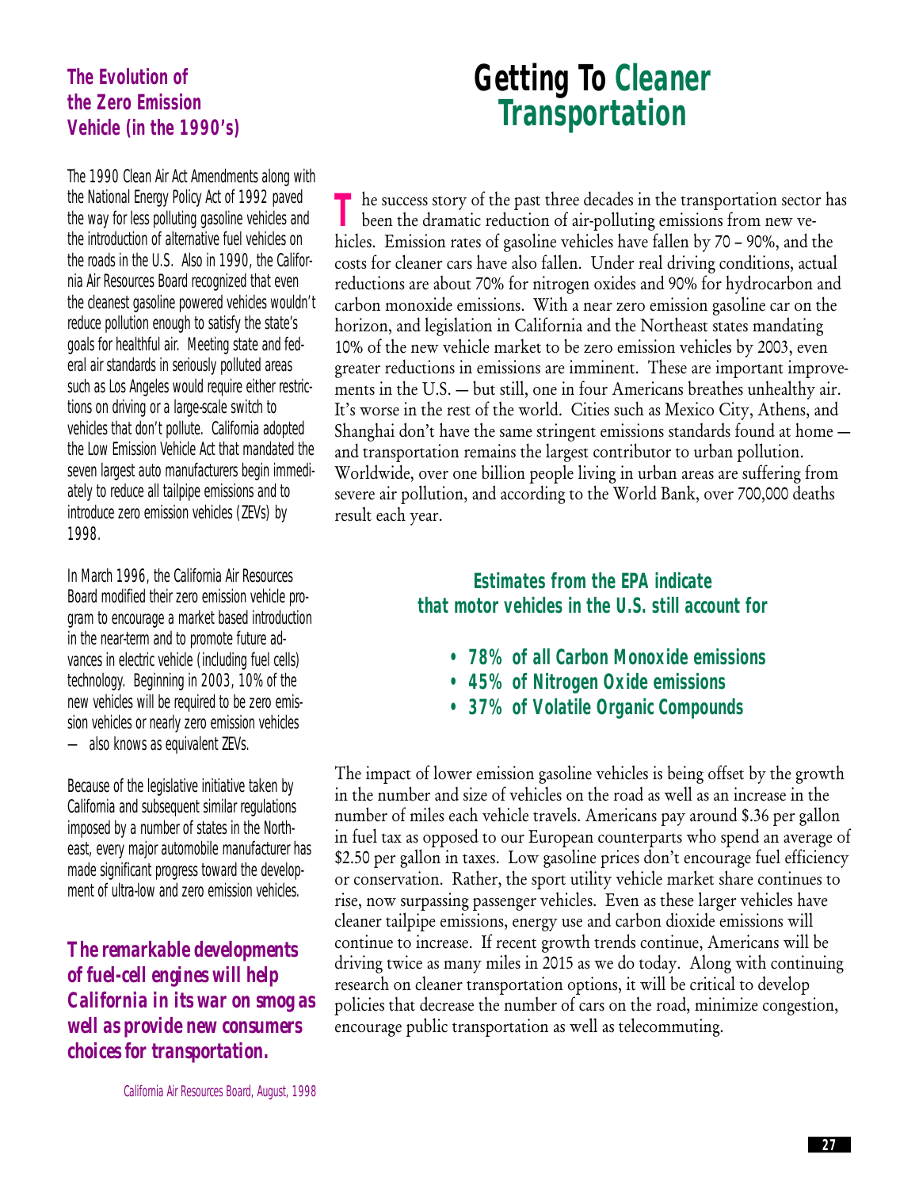# Getting To Cleaner Transportation

The success story of the past three decades in the transportation sector has been the dramatic reduction of air-polluting emissions from new vehicles. Emission rates of gasoline vehicles have fallen by 70 – 90%, and the costs for cleaner cars have also fallen. Under real driving conditions, actual reductions are about 70% for nitrogen oxides and 90% for hydrocarbon and carbon monoxide emissions. With a near zero emission gasoline car on the horizon, and legislation in California and the Northeast states mandating 10% of the new vehicle market to be zero emission vehicles by 2003, even greater reductions in emissions are imminent. These are important improvements in the U.S. — but still, one in four Americans breathes unhealthy air. It's worse in the rest of the world. Cities such as Mexico City, Athens, and Shanghai don't have the same stringent emissions standards found at home — and transportation remains the largest contributor to urban pollution. Worldwide, over one billion people living in urban areas are suffering from severe air pollution, and according to the World Bank, over 700,000 deaths result each year.

**Estimates from the EPA indicate that motor vehicles in the U.S. still account for**

- **78% of all Carbon Monoxide emissions**
- **45% of Nitrogen Oxide emissions**
- **37% of Volatile Organic Compounds**

The impact of lower emission gasoline vehicles is being offset by the growth in the number and size of vehicles on the road as well as an increase in the number of miles each vehicle travels. Americans pay around \$.36 per gallon in fuel tax as opposed to our European counterparts who spend an average of \$2.50 per gallon in taxes. Low gasoline prices don't encourage fuel efficiency or conservation. Rather, the sport utility vehicle market share continues to rise, now surpassing passenger vehicles. Even as these larger vehicles have cleaner tailpipe emissions, energy use and carbon dioxide emissions will continue to increase. If recent growth trends continue, Americans will be driving twice as many miles in 2015 as we do today. Along with continuing research on cleaner transportation options, it will be critical to develop policies that decrease the number of cars on the road, minimize congestion, encourage public transportation as well as telecommuting.

## The Evolution of the Zero Emission Vehicle (in the 1990's)

The 1990 Clean Air Act Amendments along with the National Energy Policy Act of 1992 paved the way for less polluting gasoline vehicles and the introduction of alternative fuel vehicles on the roads in the U.S. Also in 1990, the California Air Resources Board recognized that even the cleanest gasoline powered vehicles wouldn't reduce pollution enough to satisfy the state's goals for healthful air. Meeting state and federal air standards in seriously polluted areas such as Los Angeles would require either restrictions on driving or a large-scale switch to vehicles that don't pollute. California adopted the Low Emission Vehicle Act that mandated the seven largest auto manufacturers begin immediately to reduce all tailpipe emissions and to introduce zero emission vehicles (ZEVs) by 1998.

In March 1996, the California Air Resources Board modified their zero emission vehicle program to encourage a market based introduction in the near-term and to promote future advances in electric vehicle (including fuel cells) technology. Beginning in 2003, 10% of the new vehicles will be required to be zero emission vehicles or nearly zero emission vehicles — also knows as equivalent ZEVs.

Because of the legislative initiative taken by California and subsequent similar regulations imposed by a number of states in the Northeast, every major automobile manufacturer has made significant progress toward the development of ultra-low and zero emission vehicles.

***The remarkable developments of fuel-cell engines will help California in its war on smog as well as provide new consumers choices for transportation.***

California Air Resources Board, August, 1998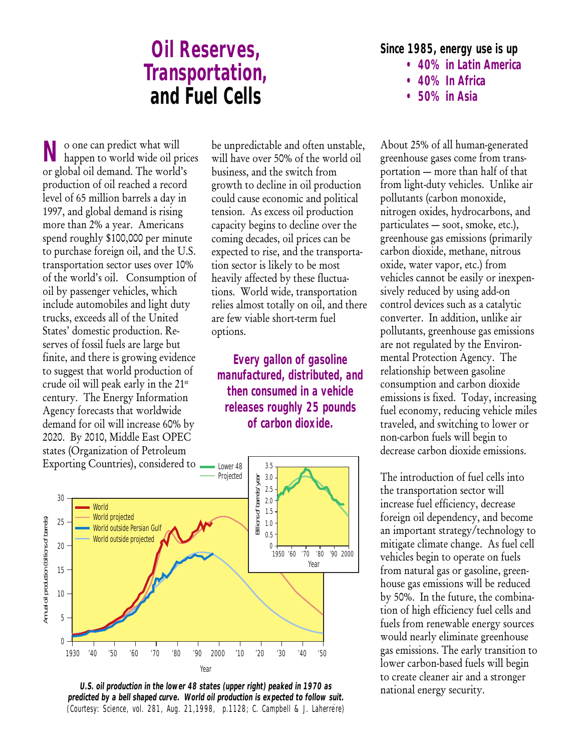# Oil Reserves, Transportation, and Fuel Cells

**Since 1985, energy use is up**

- **40% in Latin America**
- **40% In Africa**
- **50% in Asia**

No one can predict what will happen to world wide oil prices or global oil demand. The world's production of oil reached a record level of 65 million barrels a day in 1997, and global demand is rising more than 2% a year. Americans spend roughly $100,000 per minute to purchase foreign oil, and the U.S. transportation sector uses over 10% of the world's oil. Consumption of oil by passenger vehicles, which include automobiles and light duty trucks, exceeds all of the United States' domestic production. Reserves of fossil fuels are large but finite, and there is growing evidence to suggest that world production of crude oil will peak early in the 21st century. The Energy Information Agency forecasts that worldwide demand for oil will increase 60% by 2020. By 2010, Middle East OPEC states (Organization of Petroleum Exporting Countries), considered to be unpredictable and often unstable, will have over 50% of the world oil business, and the switch from growth to decline in oil production could cause economic and political tension. As excess oil production capacity begins to decline over the coming decades, oil prices can be expected to rise, and the transportation sector is likely to be most heavily affected by these fluctuations. World wide, transportation relies almost totally on oil, and there are few viable short-term fuel options.

**Every gallon of gasoline manufactured, distributed, and then consumed in a vehicle releases roughly 25 pounds of carbon dioxide.**

Lower 48
Projected
Billions of barrels/year
3.5
3.0
2.5
2.0
1.5
1.0
0.5
0
1950 '60 '70 '80 '90 2000
Year

World
World projected
World outside Persian Gulf
World outside projected
Annual oil production (billions of barrels)
30
25
20
15
10
5
0
1930 '40 '50 '60 '70 '80 '90 2000 '10 '20 '30 '40 '50
Year

***U.S. oil production in the lower 48 states (upper right) peaked in 1970 as predicted by a bell shaped curve. World oil production is expected to follow suit.***
(Courtesy: Science, vol. 281, Aug. 21,1998, p.1128; C. Campbell & J. Laherrère)

About 25% of all human-generated greenhouse gases come from transportation — more than half of that from light-duty vehicles. Unlike air pollutants (carbon monoxide, nitrogen oxides, hydrocarbons, and particulates — soot, smoke, etc.), greenhouse gas emissions (primarily carbon dioxide, methane, nitrous oxide, water vapor, etc.) from vehicles cannot be easily or inexpensively reduced by using add-on control devices such as a catalytic converter. In addition, unlike air pollutants, greenhouse gas emissions are not regulated by the Environmental Protection Agency. The relationship between gasoline consumption and carbon dioxide emissions is fixed. Today, increasing fuel economy, reducing vehicle miles traveled, and switching to lower or non-carbon fuels will begin to decrease carbon dioxide emissions.

The introduction of fuel cells into the transportation sector will increase fuel efficiency, decrease foreign oil dependency, and become an important strategy/technology to mitigate climate change. As fuel cell vehicles begin to operate on fuels from natural gas or gasoline, greenhouse gas emissions will be reduced by 50%. In the future, the combination of high efficiency fuel cells and fuels from renewable energy sources would nearly eliminate greenhouse gas emissions. The early transition to lower carbon-based fuels will begin to create cleaner air and a stronger national energy security.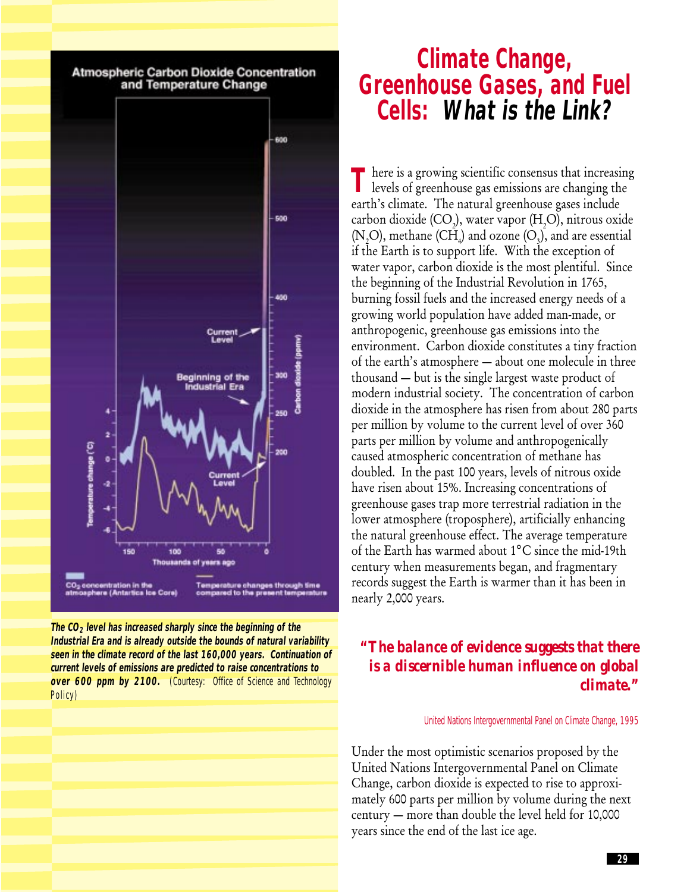Atmospheric Carbon Dioxide Concentration and Temperature Change

600
500
400
300
250
200
Carbon dioxide (ppmv)

4
2
0
-2
-4
-6
Temperature change (°C)

150
100
50
0
Thousands of years ago

Current Level
Beginning of the Industrial Era
Current Level

$CO_2$ concentration in the atmosphere (Antartica Ice Core)

Temperature changes through time compared to the present temperature

***The $CO_2$ level has increased sharply since the beginning of the Industrial Era and is already outside the bounds of natural variability seen in the climate record of the last 160,000 years. Continuation of current levels of emissions are predicted to raise concentrations to over 600 ppm by 2100.*** (Courtesy: Office of Science and Technology Policy)

# Climate Change, Greenhouse Gases, and Fuel Cells: *What is the Link?*

There is a growing scientific consensus that increasing levels of greenhouse gas emissions are changing the earth's climate. The natural greenhouse gases include carbon dioxide ($CO_2$), water vapor ($H_2O$), nitrous oxide ($N_2O$), methane ($CH_4$) and ozone ($O_3$), and are essential if the Earth is to support life. With the exception of water vapor, carbon dioxide is the most plentiful. Since the beginning of the Industrial Revolution in 1765, burning fossil fuels and the increased energy needs of a growing world population have added man-made, or anthropogenic, greenhouse gas emissions into the environment. Carbon dioxide constitutes a tiny fraction of the earth's atmosphere — about one molecule in three thousand — but is the single largest waste product of modern industrial society. The concentration of carbon dioxide in the atmosphere has risen from about 280 parts per million by volume to the current level of over 360 parts per million by volume and anthropogenically caused atmospheric concentration of methane has doubled. In the past 100 years, levels of nitrous oxide have risen about 15%. Increasing concentrations of greenhouse gases trap more terrestrial radiation in the lower atmosphere (troposphere), artificially enhancing the natural greenhouse effect. The average temperature of the Earth has warmed about 1°C since the mid-19th century when measurements began, and fragmentary records suggest the Earth is warmer than it has been in nearly 2,000 years.

> ***"The balance of evidence suggests that there is a discernible human influence on global climate."***
>
> United Nations Intergovernmental Panel on Climate Change, 1995

Under the most optimistic scenarios proposed by the United Nations Intergovernmental Panel on Climate Change, carbon dioxide is expected to rise to approximately 600 parts per million by volume during the next century — more than double the level held for 10,000 years since the end of the last ice age.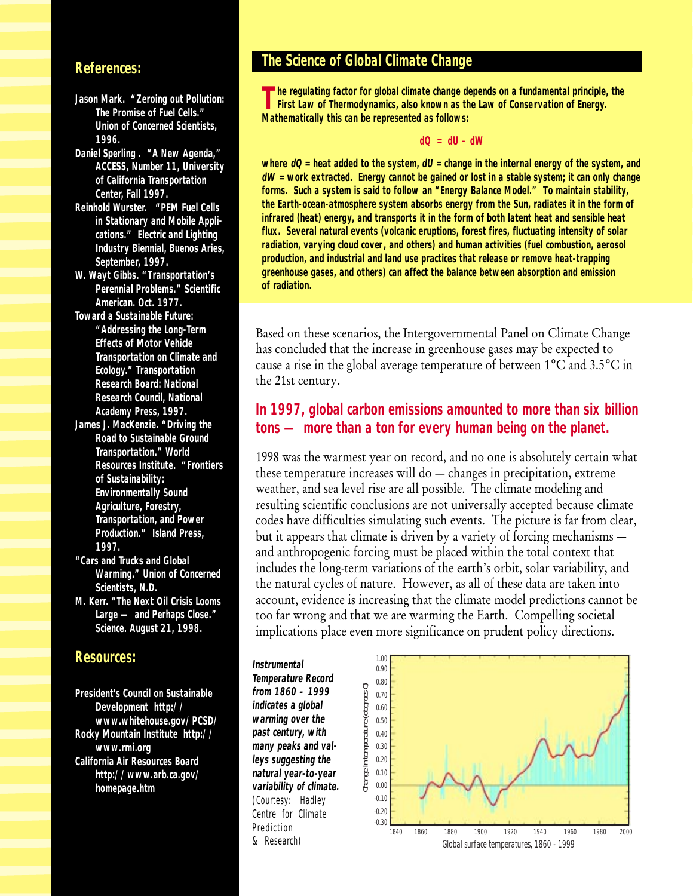## References:

Jason Mark. "Zeroing out Pollution: The Promise of Fuel Cells." Union of Concerned Scientists, 1996.

Daniel Sperling . "A New Agenda," ACCESS, Number 11, University of California Transportation Center, Fall 1997.

Reinhold Wurster. "PEM Fuel Cells in Stationary and Mobile Applications." Electric and Lighting Industry Biennial, Buenos Aries, September, 1997.

W. Wayt Gibbs. "Transportation's Perennial Problems." Scientific American. Oct. 1977.

Toward a Sustainable Future: "Addressing the Long-Term Effects of Motor Vehicle Transportation on Climate and Ecology." Transportation Research Board: National Research Council, National Academy Press, 1997.

James J. MacKenzie. "Driving the Road to Sustainable Ground Transportation." World Resources Institute. "Frontiers of Sustainability: Environmentally Sound Agriculture, Forestry, Transportation, and Power Production." Island Press, 1997.

"Cars and Trucks and Global Warming." Union of Concerned Scientists, N.D.

M. Kerr. "The Next Oil Crisis Looms Large — and Perhaps Close." Science. August 21, 1998.

## Resources:

President's Council on Sustainable Development http://www.whitehouse.gov/PCSD/

Rocky Mountain Institute http://www.rmi.org

California Air Resources Board http://www.arb.ca.gov/homepage.htm

## The Science of Global Climate Change

**The regulating factor for global climate change depends on a fundamental principle, the First Law of Thermodynamics, also known as the Law of Conservation of Energy. Mathematically this can be represented as follows:**

$$dQ = dU - dW$$

**where $dQ$ = heat added to the system, $dU$ = change in the internal energy of the system, and $dW$ = work extracted. Energy cannot be gained or lost in a stable system; it can only change forms. Such a system is said to follow an "Energy Balance Model." To maintain stability, the Earth-ocean-atmosphere system absorbs energy from the Sun, radiates it in the form of infrared (heat) energy, and transports it in the form of both latent heat and sensible heat flux. Several natural events (volcanic eruptions, forest fires, fluctuating intensity of solar radiation, varying cloud cover, and others) and human activities (fuel combustion, aerosol production, and industrial and land use practices that release or remove heat-trapping greenhouse gases, and others) can affect the balance between absorption and emission of radiation.**

Based on these scenarios, the Intergovernmental Panel on Climate Change has concluded that the increase in greenhouse gases may be expected to cause a rise in the global average temperature of between 1°C and 3.5°C in the 21st century.

### In 1997, global carbon emissions amounted to more than six billion tons — more than a ton for every human being on the planet.

1998 was the warmest year on record, and no one is absolutely certain what these temperature increases will do — changes in precipitation, extreme weather, and sea level rise are all possible. The climate modeling and resulting scientific conclusions are not universally accepted because climate codes have difficulties simulating such events. The picture is far from clear, but it appears that climate is driven by a variety of forcing mechanisms — and anthropogenic forcing must be placed within the total context that includes the long-term variations of the earth's orbit, solar variability, and the natural cycles of nature. However, as all of these data are taken into account, evidence is increasing that the climate model predictions cannot be too far wrong and that we are warming the Earth. Compelling societal implications place even more significance on prudent policy directions.

***Instrumental Temperature Record from 1860 – 1999 indicates a global warming over the past century, with many peaks and valleys suggesting the natural year-to-year variability of climate.*** (Courtesy: Hadley Centre for Climate Prediction & Research)

Change in temperature (degrees C)

1.00
0.90
0.80
0.70
0.60
0.50
0.40
0.30
0.20
0.10
0.00
-0.10
-0.20
-0.30

1840 1860 1880 1900 1920 1940 1960 1980 2000

Global surface temperatures, 1860 - 1999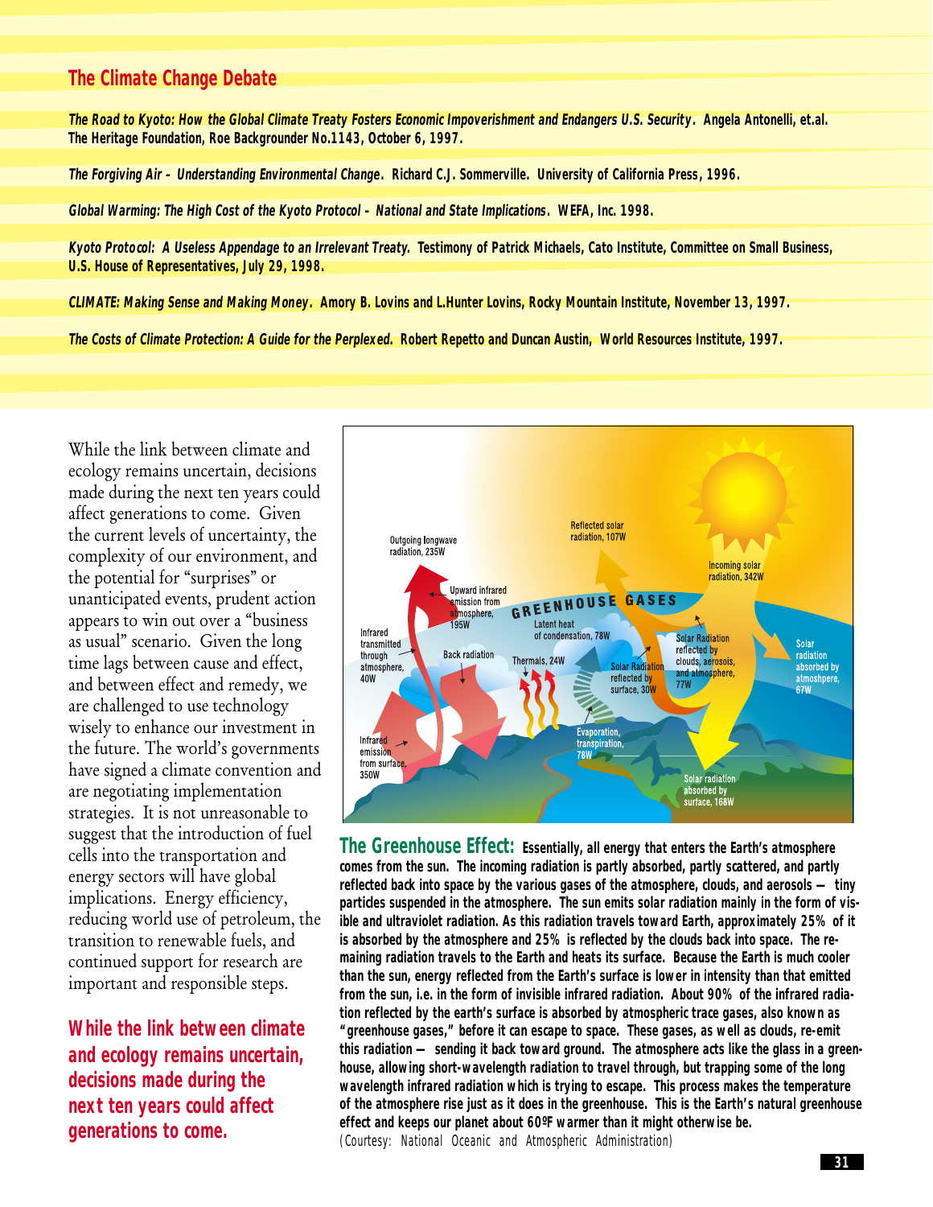## The Climate Change Debate

***The Road to Kyoto: How the Global Climate Treaty Fosters Economic Impoverishment and Endangers U.S. Security*. Angela Antonelli, et.al. The Heritage Foundation, Roe Backgrounder No.1143, October 6, 1997.**

***The Forgiving Air – Understanding Environmental Change*. Richard C.J. Sommerville. University of California Press, 1996.**

***Global Warming: The High Cost of the Kyoto Protocol – National and State Implications*. WEFA, Inc. 1998.**

***Kyoto Protocol: A Useless Appendage to an Irrelevant Treaty*. Testimony of Patrick Michaels, Cato Institute, Committee on Small Business, U.S. House of Representatives, July 29, 1998.**

***CLIMATE: Making Sense and Making Money*. Amory B. Lovins and L.Hunter Lovins, Rocky Mountain Institute, November 13, 1997.**

***The Costs of Climate Protection: A Guide for the Perplexed*. Robert Repetto and Duncan Austin, World Resources Institute, 1997.**

While the link between climate and ecology remains uncertain, decisions made during the next ten years could affect generations to come. Given the current levels of uncertainty, the complexity of our environment, and the potential for "surprises" or unanticipated events, prudent action appears to win out over a "business as usual" scenario. Given the long time lags between cause and effect, and between effect and remedy, we are challenged to use technology wisely to enhance our investment in the future. The world's governments have signed a climate convention and are negotiating implementation strategies. It is not unreasonable to suggest that the introduction of fuel cells into the transportation and energy sectors will have global implications. Energy efficiency, reducing world use of petroleum, the transition to renewable fuels, and continued support for research are important and responsible steps.

**While the link between climate and ecology remains uncertain, decisions made during the next ten years could affect generations to come.**

Reflected solar radiation, 107W
Incoming solar radiation, 342W
Outgoing longwave radiation, 235W
Upward infrared emission from atmosphere, 195W
GREENHOUSE GASES
Latent heat of condensation, 78W
Infrared transmitted through atmosphere, 40W
Back radiation
Thermals, 24W
Solar Radiation reflected by surface, 30W
Solar Radiation reflected by clouds, aerosols, and atmosphere, 77W
Solar radiation absorbed by atmosphere, 67W
Evaporation, transpiration, 78W
Infrared emission from surface, 350W
Solar radiation absorbed by surface, 168W

**The Greenhouse Effect: Essentially, all energy that enters the Earth's atmosphere comes from the sun. The incoming radiation is partly absorbed, partly scattered, and partly reflected back into space by the various gases of the atmosphere, clouds, and aerosols — tiny particles suspended in the atmosphere. The sun emits solar radiation mainly in the form of visible and ultraviolet radiation. As this radiation travels toward Earth, approximately 25% of it is absorbed by the atmosphere and 25% is reflected by the clouds back into space. The remaining radiation travels to the Earth and heats its surface. Because the Earth is much cooler than the sun, energy reflected from the Earth's surface is lower in intensity than that emitted from the sun, i.e. in the form of invisible infrared radiation. About 90% of the infrared radiation reflected by the earth's surface is absorbed by atmospheric trace gases, also known as "greenhouse gases," before it can escape to space. These gases, as well as clouds, re-emit this radiation — sending it back toward ground. The atmosphere acts like the glass in a greenhouse, allowing short-wavelength radiation to travel through, but trapping some of the long wavelength infrared radiation which is trying to escape. This process makes the temperature of the atmosphere rise just as it does in the greenhouse. This is the Earth's natural greenhouse effect and keeps our planet about 60ºF warmer than it might otherwise be.**
(Courtesy: National Oceanic and Atmospheric Administration)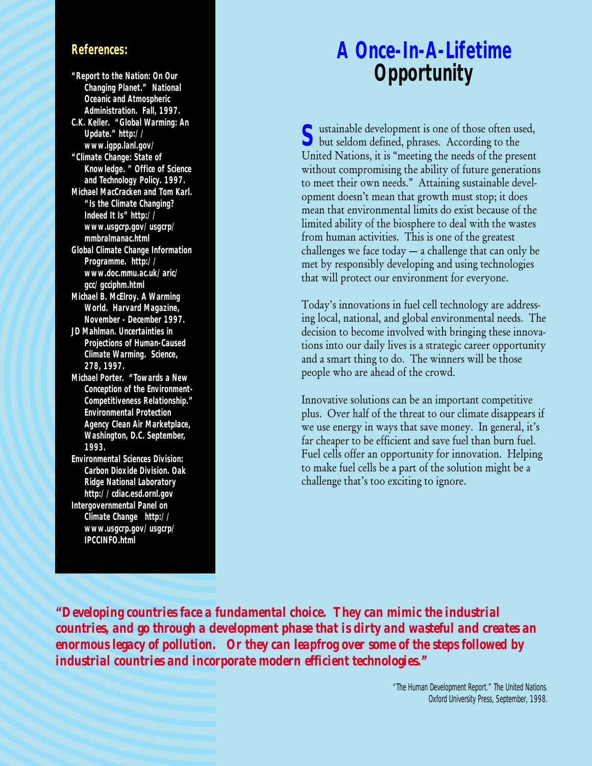## References:

- "Report to the Nation: On Our Changing Planet." National Oceanic and Atmospheric Administration. Fall, 1997.
- C.K. Keller. "Global Warming: An Update." http://www.igpp.lanl.gov/
- "Climate Change: State of Knowledge. " Office of Science and Technology Policy. 1997.
- Michael MacCracken and Tom Karl. "Is the Climate Changing? Indeed It Is" http://www.usgcrp.gov/usgcrp/mmbralmanac.html
- Global Climate Change Information Programme. http://www.doc.mmu.ac.uk/aric/gcc/gcciphm.html
- Michael B. McElroy. A Warming World. Harvard Magazine, November - December 1997.
- JD Mahlman. Uncertainties in Projections of Human-Caused Climate Warming. Science, 278, 1997.
- Michael Porter. "Towards a New Conception of the Environment-Competitiveness Relationship." Environmental Protection Agency Clean Air Marketplace, Washington, D.C. September, 1993.
- Environmental Sciences Division: Carbon Dioxide Division. Oak Ridge National Laboratory http://cdiac.esd.ornl.gov
- Intergovernmental Panel on Climate Change http://www.usgcrp.gov/usgcrp/IPCCINFO.html

# A Once-In-A-Lifetime Opportunity

Sustainable development is one of those often used, but seldom defined, phrases. According to the United Nations, it is "meeting the needs of the present without compromising the ability of future generations to meet their own needs." Attaining sustainable development doesn't mean that growth must stop; it does mean that environmental limits do exist because of the limited ability of the biosphere to deal with the wastes from human activities. This is one of the greatest challenges we face today — a challenge that can only be met by responsibly developing and using technologies that will protect our environment for everyone.

Today's innovations in fuel cell technology are addressing local, national, and global environmental needs. The decision to become involved with bringing these innovations into our daily lives is a strategic career opportunity and a smart thing to do. The winners will be those people who are ahead of the crowd.

Innovative solutions can be an important competitive plus. Over half of the threat to our climate disappears if we use energy in ways that save money. In general, it's far cheaper to be efficient and save fuel than burn fuel. Fuel cells offer an opportunity for innovation. Helping to make fuel cells be a part of the solution might be a challenge that's too exciting to ignore.

***"Developing countries face a fundamental choice. They can mimic the industrial countries, and go through a development phase that is dirty and wasteful and creates an enormous legacy of pollution. Or they can leapfrog over some of the steps followed by industrial countries and incorporate modern efficient technologies."***

"The Human Development Report." The United Nations. Oxford University Press, September, 1998.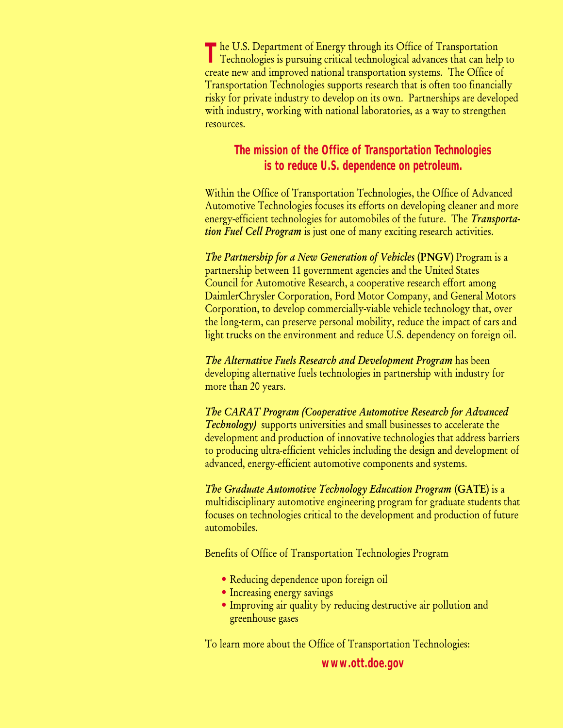The U.S. Department of Energy through its Office of Transportation Technologies is pursuing critical technological advances that can help to create new and improved national transportation systems. The Office of Transportation Technologies supports research that is often too financially risky for private industry to develop on its own. Partnerships are developed with industry, working with national laboratories, as a way to strengthen resources.

**The mission of the Office of Transportation Technologies is to reduce U.S. dependence on petroleum.**

Within the Office of Transportation Technologies, the Office of Advanced Automotive Technologies focuses its efforts on developing cleaner and more energy-efficient technologies for automobiles of the future. The ***Transportation Fuel Cell Program*** is just one of many exciting research activities.

*The Partnership for a New Generation of Vehicles* (**PNGV**) Program is a partnership between 11 government agencies and the United States Council for Automotive Research, a cooperative research effort among DaimlerChrysler Corporation, Ford Motor Company, and General Motors Corporation, to develop commercially-viable vehicle technology that, over the long-term, can preserve personal mobility, reduce the impact of cars and light trucks on the environment and reduce U.S. dependency on foreign oil.

*The Alternative Fuels Research and Development Program* has been developing alternative fuels technologies in partnership with industry for more than 20 years.

*The CARAT Program (Cooperative Automotive Research for Advanced Technology)* supports universities and small businesses to accelerate the development and production of innovative technologies that address barriers to producing ultra-efficient vehicles including the design and development of advanced, energy-efficient automotive components and systems.

*The Graduate Automotive Technology Education Program* (**GATE**) is a multidisciplinary automotive engineering program for graduate students that focuses on technologies critical to the development and production of future automobiles.

Benefits of Office of Transportation Technologies Program

- Reducing dependence upon foreign oil
- Increasing energy savings
- Improving air quality by reducing destructive air pollution and greenhouse gases

To learn more about the Office of Transportation Technologies:

**www.ott.doe.gov**